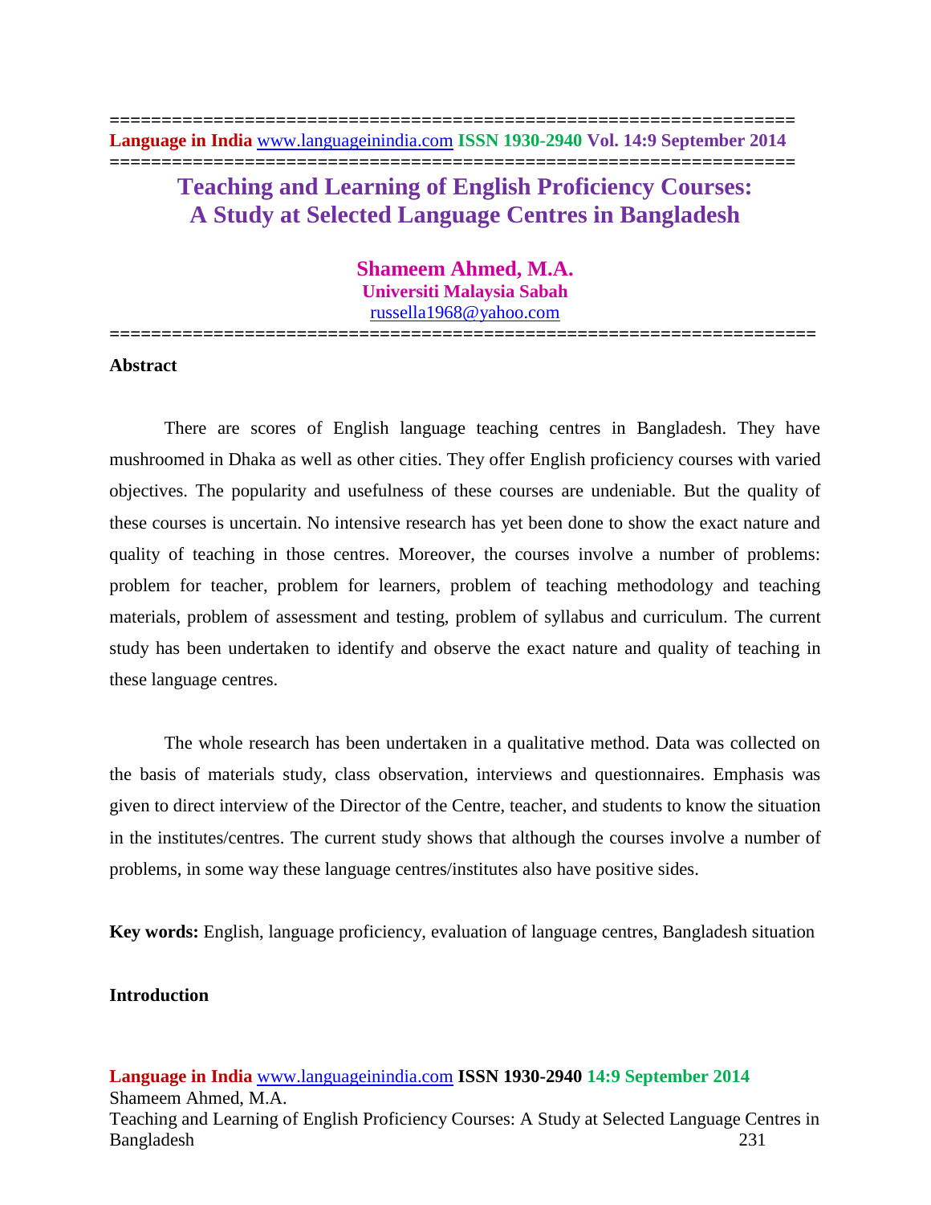# Teaching and Learning of English Proficiency Courses: A Study at Selected Language Centres in Bangladesh

**Shameem Ahmed, M.A.**
**Universiti Malaysia Sabah**
russella1968@yahoo.com

## Abstract

There are scores of English language teaching centres in Bangladesh. They have mushroomed in Dhaka as well as other cities. They offer English proficiency courses with varied objectives. The popularity and usefulness of these courses are undeniable. But the quality of these courses is uncertain. No intensive research has yet been done to show the exact nature and quality of teaching in those centres. Moreover, the courses involve a number of problems: problem for teacher, problem for learners, problem of teaching methodology and teaching materials, problem of assessment and testing, problem of syllabus and curriculum. The current study has been undertaken to identify and observe the exact nature and quality of teaching in these language centres.

The whole research has been undertaken in a qualitative method. Data was collected on the basis of materials study, class observation, interviews and questionnaires. Emphasis was given to direct interview of the Director of the Centre, teacher, and students to know the situation in the institutes/centres. The current study shows that although the courses involve a number of problems, in some way these language centres/institutes also have positive sides.

**Key words:** English, language proficiency, evaluation of language centres, Bangladesh situation

## Introduction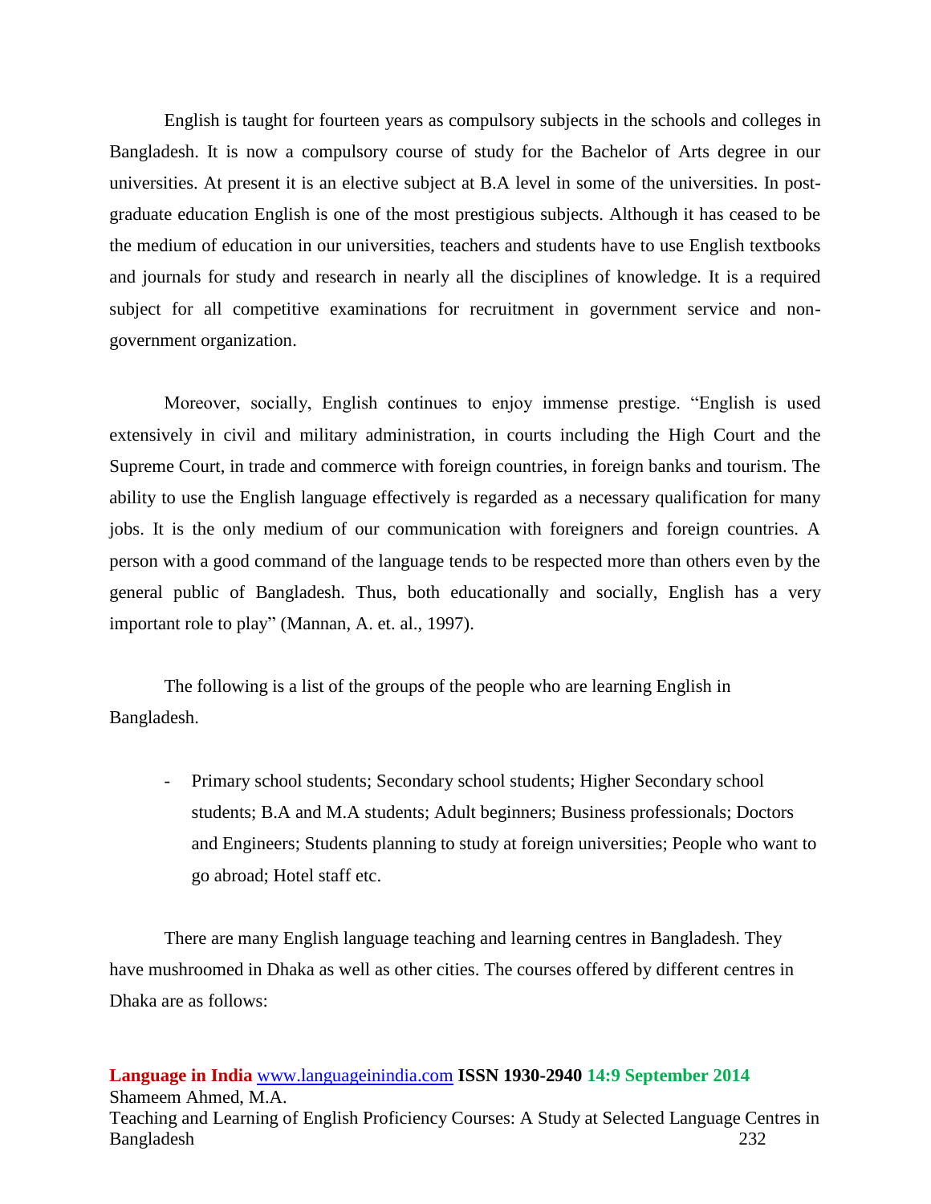English is taught for fourteen years as compulsory subjects in the schools and colleges in Bangladesh. It is now a compulsory course of study for the Bachelor of Arts degree in our universities. At present it is an elective subject at B.A level in some of the universities. In post-graduate education English is one of the most prestigious subjects. Although it has ceased to be the medium of education in our universities, teachers and students have to use English textbooks and journals for study and research in nearly all the disciplines of knowledge. It is a required subject for all competitive examinations for recruitment in government service and non-government organization.

Moreover, socially, English continues to enjoy immense prestige. "English is used extensively in civil and military administration, in courts including the High Court and the Supreme Court, in trade and commerce with foreign countries, in foreign banks and tourism. The ability to use the English language effectively is regarded as a necessary qualification for many jobs. It is the only medium of our communication with foreigners and foreign countries. A person with a good command of the language tends to be respected more than others even by the general public of Bangladesh. Thus, both educationally and socially, English has a very important role to play" (Mannan, A. et. al., 1997).

The following is a list of the groups of the people who are learning English in Bangladesh.

- Primary school students; Secondary school students; Higher Secondary school students; B.A and M.A students; Adult beginners; Business professionals; Doctors and Engineers; Students planning to study at foreign universities; People who want to go abroad; Hotel staff etc.

There are many English language teaching and learning centres in Bangladesh. They have mushroomed in Dhaka as well as other cities. The courses offered by different centres in Dhaka are as follows: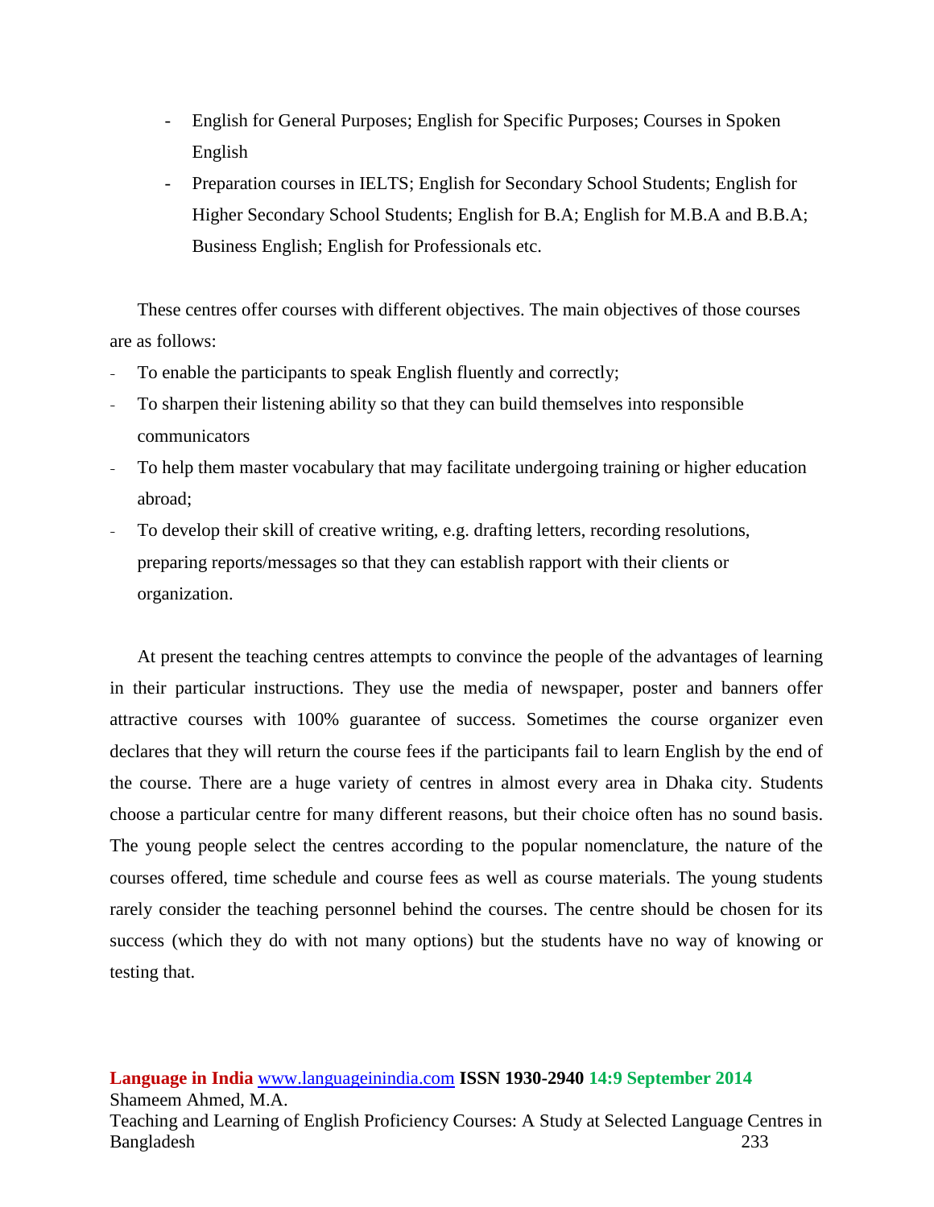- English for General Purposes; English for Specific Purposes; Courses in Spoken English
- Preparation courses in IELTS; English for Secondary School Students; English for Higher Secondary School Students; English for B.A; English for M.B.A and B.B.A; Business English; English for Professionals etc.

These centres offer courses with different objectives. The main objectives of those courses are as follows:

- To enable the participants to speak English fluently and correctly;
- To sharpen their listening ability so that they can build themselves into responsible communicators
- To help them master vocabulary that may facilitate undergoing training or higher education abroad;
- To develop their skill of creative writing, e.g. drafting letters, recording resolutions, preparing reports/messages so that they can establish rapport with their clients or organization.

At present the teaching centres attempts to convince the people of the advantages of learning in their particular instructions. They use the media of newspaper, poster and banners offer attractive courses with 100% guarantee of success. Sometimes the course organizer even declares that they will return the course fees if the participants fail to learn English by the end of the course. There are a huge variety of centres in almost every area in Dhaka city. Students choose a particular centre for many different reasons, but their choice often has no sound basis. The young people select the centres according to the popular nomenclature, the nature of the courses offered, time schedule and course fees as well as course materials. The young students rarely consider the teaching personnel behind the courses. The centre should be chosen for its success (which they do with not many options) but the students have no way of knowing or testing that.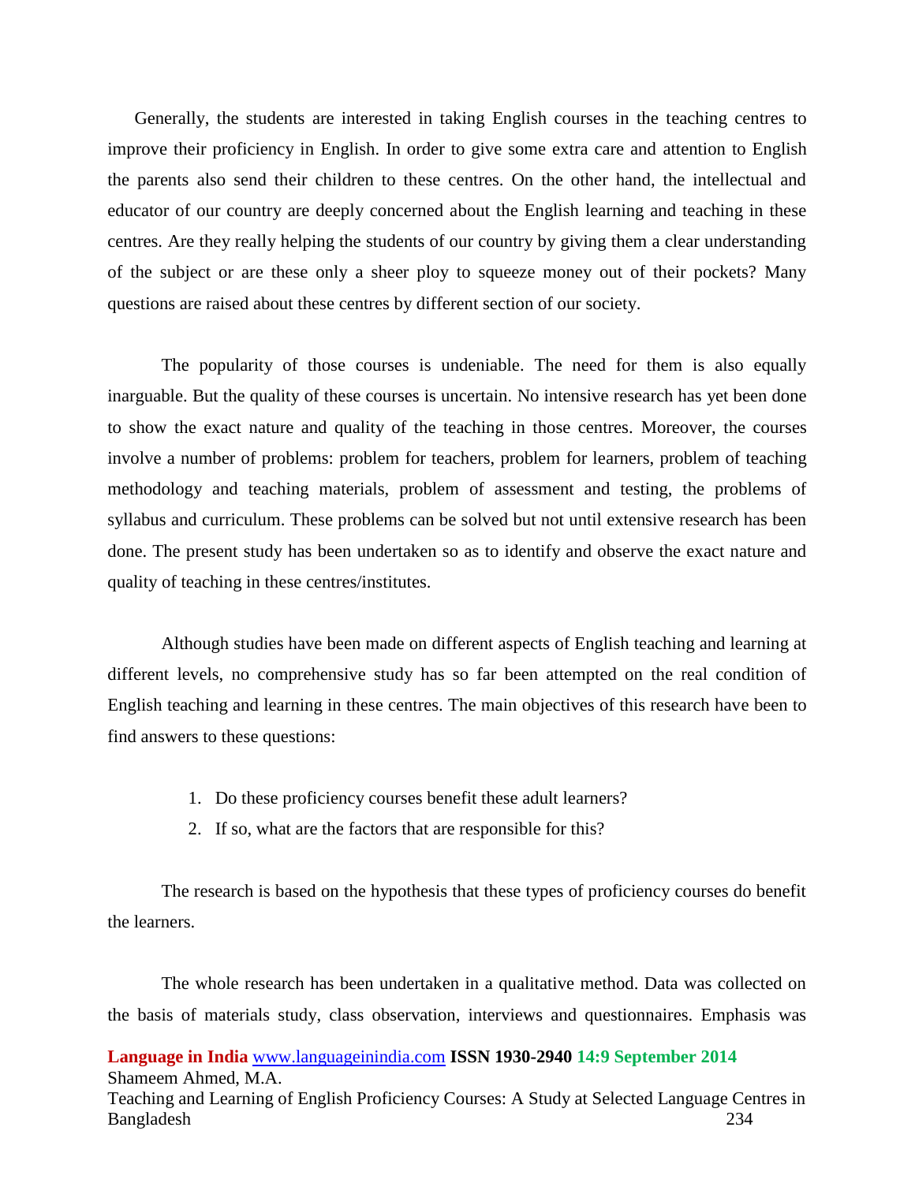Generally, the students are interested in taking English courses in the teaching centres to improve their proficiency in English. In order to give some extra care and attention to English the parents also send their children to these centres. On the other hand, the intellectual and educator of our country are deeply concerned about the English learning and teaching in these centres. Are they really helping the students of our country by giving them a clear understanding of the subject or are these only a sheer ploy to squeeze money out of their pockets? Many questions are raised about these centres by different section of our society.

The popularity of those courses is undeniable. The need for them is also equally inarguable. But the quality of these courses is uncertain. No intensive research has yet been done to show the exact nature and quality of the teaching in those centres. Moreover, the courses involve a number of problems: problem for teachers, problem for learners, problem of teaching methodology and teaching materials, problem of assessment and testing, the problems of syllabus and curriculum. These problems can be solved but not until extensive research has been done. The present study has been undertaken so as to identify and observe the exact nature and quality of teaching in these centres/institutes.

Although studies have been made on different aspects of English teaching and learning at different levels, no comprehensive study has so far been attempted on the real condition of English teaching and learning in these centres. The main objectives of this research have been to find answers to these questions:

1. Do these proficiency courses benefit these adult learners?
2. If so, what are the factors that are responsible for this?

The research is based on the hypothesis that these types of proficiency courses do benefit the learners.

The whole research has been undertaken in a qualitative method. Data was collected on the basis of materials study, class observation, interviews and questionnaires. Emphasis was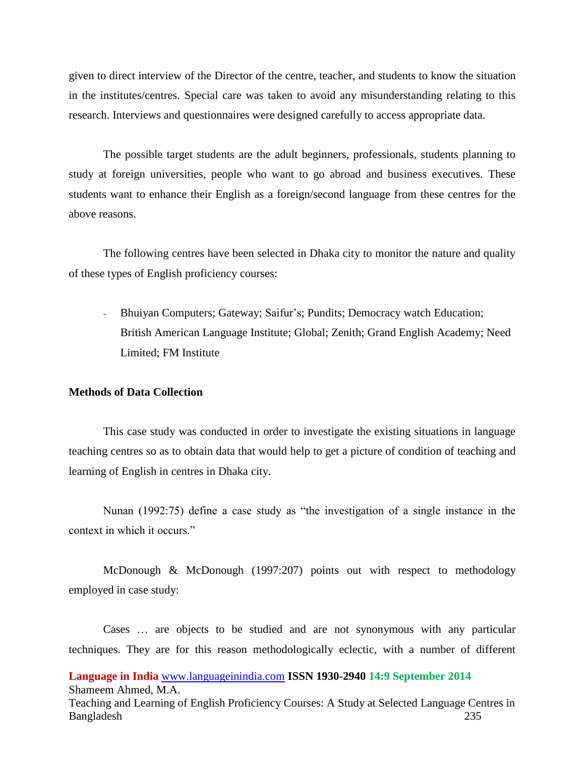given to direct interview of the Director of the centre, teacher, and students to know the situation in the institutes/centres. Special care was taken to avoid any misunderstanding relating to this research. Interviews and questionnaires were designed carefully to access appropriate data.

The possible target students are the adult beginners, professionals, students planning to study at foreign universities, people who want to go abroad and business executives. These students want to enhance their English as a foreign/second language from these centres for the above reasons.

The following centres have been selected in Dhaka city to monitor the nature and quality of these types of English proficiency courses:

- Bhuiyan Computers; Gateway; Saifur's; Pundits; Democracy watch Education; British American Language Institute; Global; Zenith; Grand English Academy; Need Limited; FM Institute

**Methods of Data Collection**

This case study was conducted in order to investigate the existing situations in language teaching centres so as to obtain data that would help to get a picture of condition of teaching and learning of English in centres in Dhaka city.

Nunan (1992:75) define a case study as "the investigation of a single instance in the context in which it occurs."

McDonough & McDonough (1997:207) points out with respect to methodology employed in case study:

Cases … are objects to be studied and are not synonymous with any particular techniques. They are for this reason methodologically eclectic, with a number of different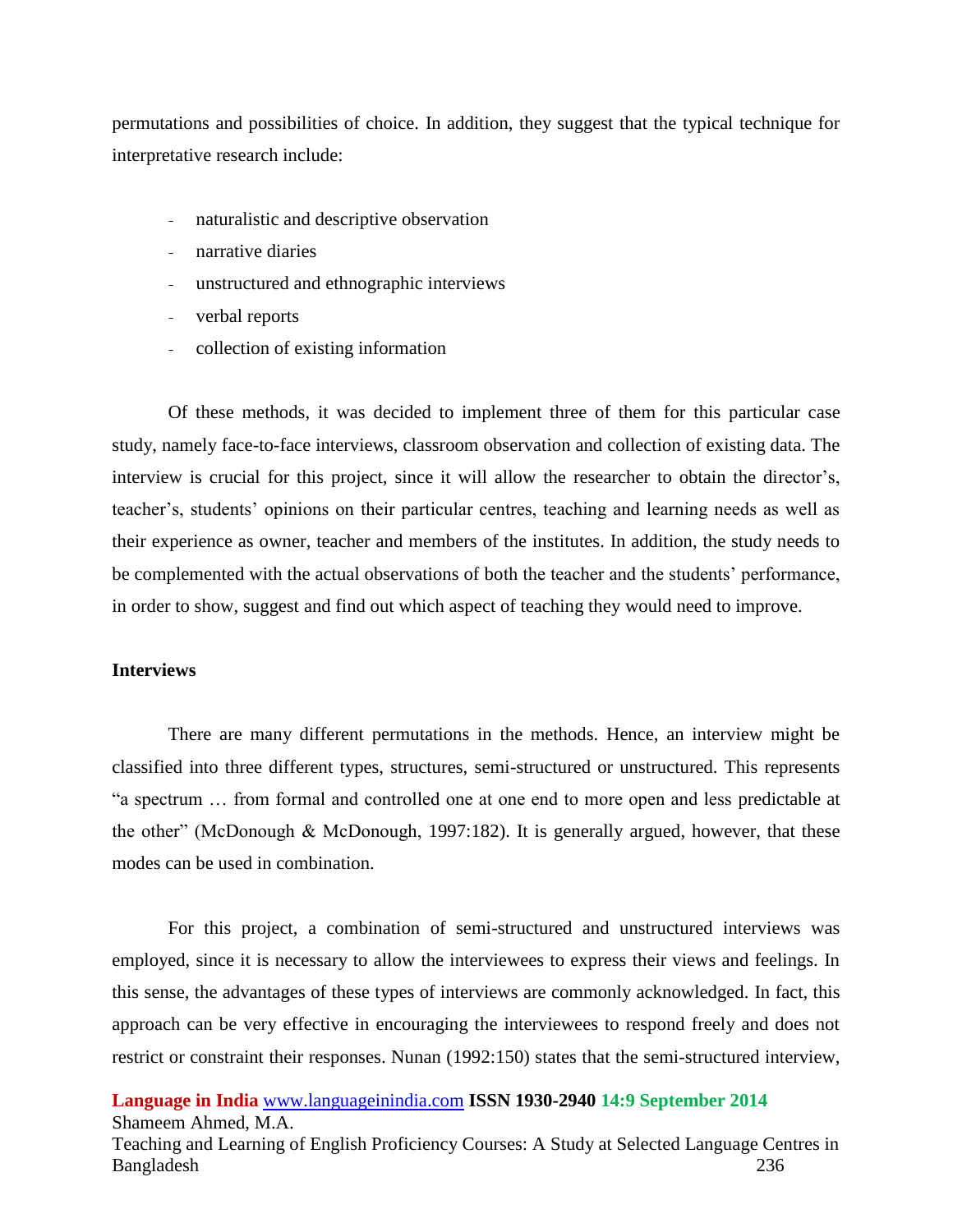permutations and possibilities of choice. In addition, they suggest that the typical technique for interpretative research include:

- naturalistic and descriptive observation
- narrative diaries
- unstructured and ethnographic interviews
- verbal reports
- collection of existing information

Of these methods, it was decided to implement three of them for this particular case study, namely face-to-face interviews, classroom observation and collection of existing data. The interview is crucial for this project, since it will allow the researcher to obtain the director's, teacher's, students' opinions on their particular centres, teaching and learning needs as well as their experience as owner, teacher and members of the institutes. In addition, the study needs to be complemented with the actual observations of both the teacher and the students' performance, in order to show, suggest and find out which aspect of teaching they would need to improve.

**Interviews**

There are many different permutations in the methods. Hence, an interview might be classified into three different types, structures, semi-structured or unstructured. This represents "a spectrum … from formal and controlled one at one end to more open and less predictable at the other" (McDonough & McDonough, 1997:182). It is generally argued, however, that these modes can be used in combination.

For this project, a combination of semi-structured and unstructured interviews was employed, since it is necessary to allow the interviewees to express their views and feelings. In this sense, the advantages of these types of interviews are commonly acknowledged. In fact, this approach can be very effective in encouraging the interviewees to respond freely and does not restrict or constraint their responses. Nunan (1992:150) states that the semi-structured interview,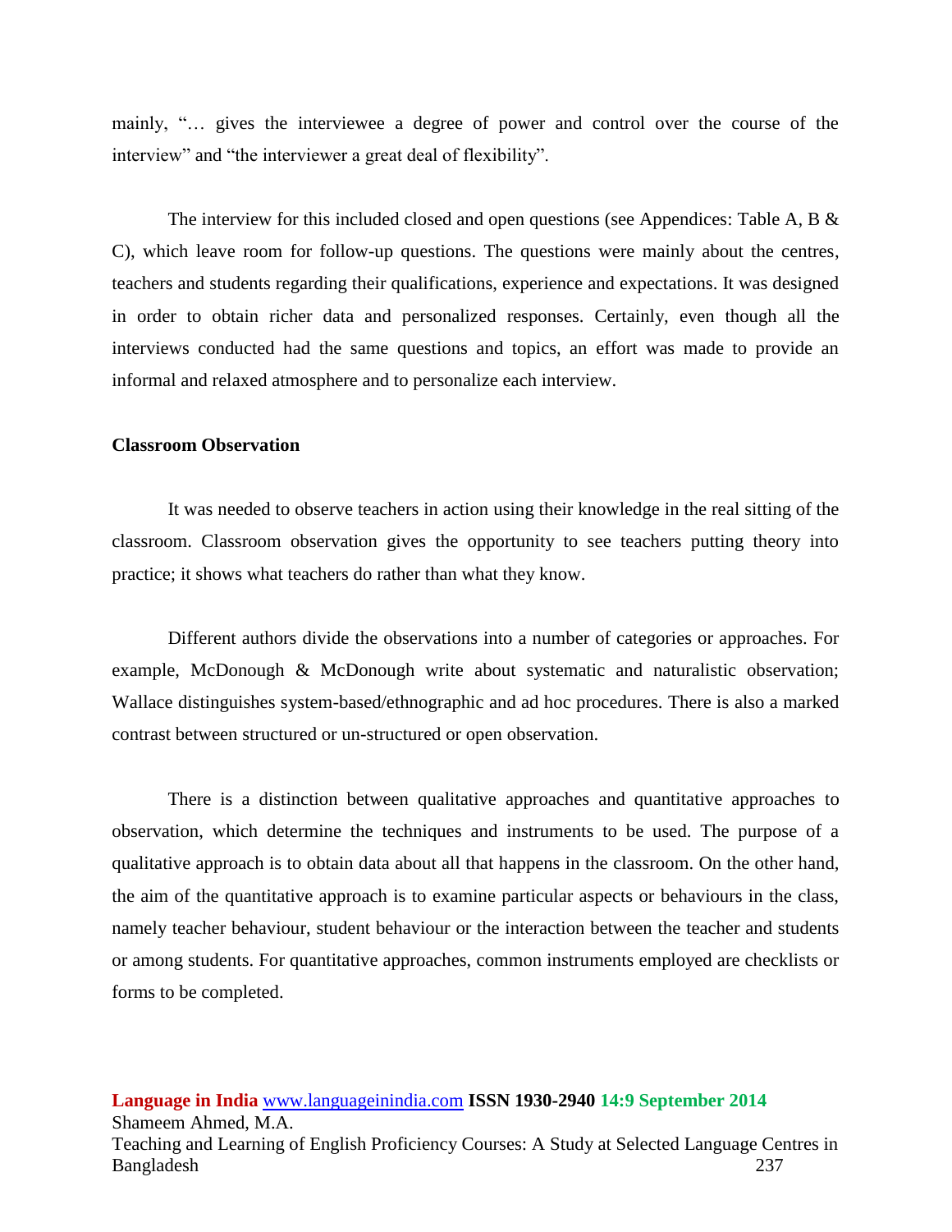mainly, "… gives the interviewee a degree of power and control over the course of the interview" and "the interviewer a great deal of flexibility".

The interview for this included closed and open questions (see Appendices: Table A, B & C), which leave room for follow-up questions. The questions were mainly about the centres, teachers and students regarding their qualifications, experience and expectations. It was designed in order to obtain richer data and personalized responses. Certainly, even though all the interviews conducted had the same questions and topics, an effort was made to provide an informal and relaxed atmosphere and to personalize each interview.

**Classroom Observation**

It was needed to observe teachers in action using their knowledge in the real sitting of the classroom. Classroom observation gives the opportunity to see teachers putting theory into practice; it shows what teachers do rather than what they know.

Different authors divide the observations into a number of categories or approaches. For example, McDonough & McDonough write about systematic and naturalistic observation; Wallace distinguishes system-based/ethnographic and ad hoc procedures. There is also a marked contrast between structured or un-structured or open observation.

There is a distinction between qualitative approaches and quantitative approaches to observation, which determine the techniques and instruments to be used. The purpose of a qualitative approach is to obtain data about all that happens in the classroom. On the other hand, the aim of the quantitative approach is to examine particular aspects or behaviours in the class, namely teacher behaviour, student behaviour or the interaction between the teacher and students or among students. For quantitative approaches, common instruments employed are checklists or forms to be completed.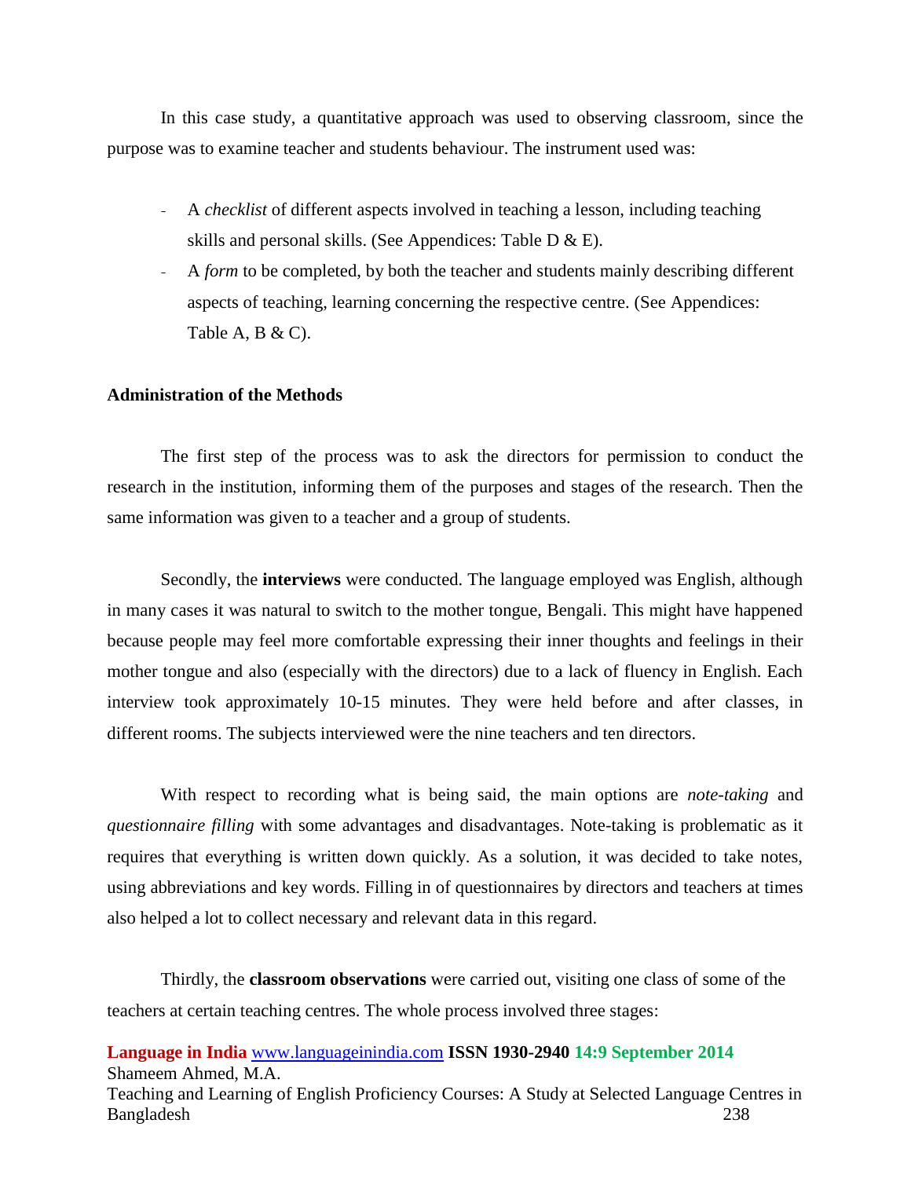In this case study, a quantitative approach was used to observing classroom, since the purpose was to examine teacher and students behaviour. The instrument used was:

- A *checklist* of different aspects involved in teaching a lesson, including teaching skills and personal skills. (See Appendices: Table D & E).
- A *form* to be completed, by both the teacher and students mainly describing different aspects of teaching, learning concerning the respective centre. (See Appendices: Table A, B & C).

**Administration of the Methods**

The first step of the process was to ask the directors for permission to conduct the research in the institution, informing them of the purposes and stages of the research. Then the same information was given to a teacher and a group of students.

Secondly, the **interviews** were conducted. The language employed was English, although in many cases it was natural to switch to the mother tongue, Bengali. This might have happened because people may feel more comfortable expressing their inner thoughts and feelings in their mother tongue and also (especially with the directors) due to a lack of fluency in English. Each interview took approximately 10-15 minutes. They were held before and after classes, in different rooms. The subjects interviewed were the nine teachers and ten directors.

With respect to recording what is being said, the main options are *note-taking* and *questionnaire filling* with some advantages and disadvantages. Note-taking is problematic as it requires that everything is written down quickly. As a solution, it was decided to take notes, using abbreviations and key words. Filling in of questionnaires by directors and teachers at times also helped a lot to collect necessary and relevant data in this regard.

Thirdly, the **classroom observations** were carried out, visiting one class of some of the teachers at certain teaching centres. The whole process involved three stages: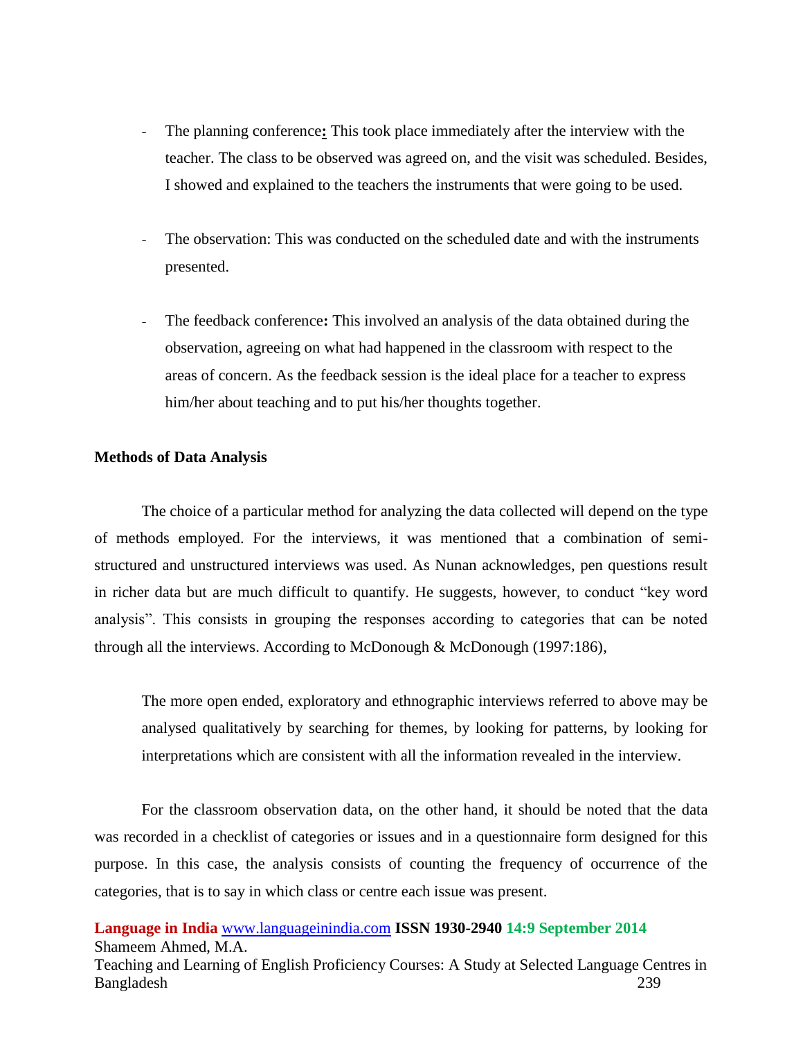- The planning conference**:** This took place immediately after the interview with the teacher. The class to be observed was agreed on, and the visit was scheduled. Besides, I showed and explained to the teachers the instruments that were going to be used.

- The observation: This was conducted on the scheduled date and with the instruments presented.

- The feedback conference**:** This involved an analysis of the data obtained during the observation, agreeing on what had happened in the classroom with respect to the areas of concern. As the feedback session is the ideal place for a teacher to express him/her about teaching and to put his/her thoughts together.

**Methods of Data Analysis**

The choice of a particular method for analyzing the data collected will depend on the type of methods employed. For the interviews, it was mentioned that a combination of semi-structured and unstructured interviews was used. As Nunan acknowledges, pen questions result in richer data but are much difficult to quantify. He suggests, however, to conduct "key word analysis". This consists in grouping the responses according to categories that can be noted through all the interviews. According to McDonough & McDonough (1997:186),

> The more open ended, exploratory and ethnographic interviews referred to above may be analysed qualitatively by searching for themes, by looking for patterns, by looking for interpretations which are consistent with all the information revealed in the interview.

For the classroom observation data, on the other hand, it should be noted that the data was recorded in a checklist of categories or issues and in a questionnaire form designed for this purpose. In this case, the analysis consists of counting the frequency of occurrence of the categories, that is to say in which class or centre each issue was present.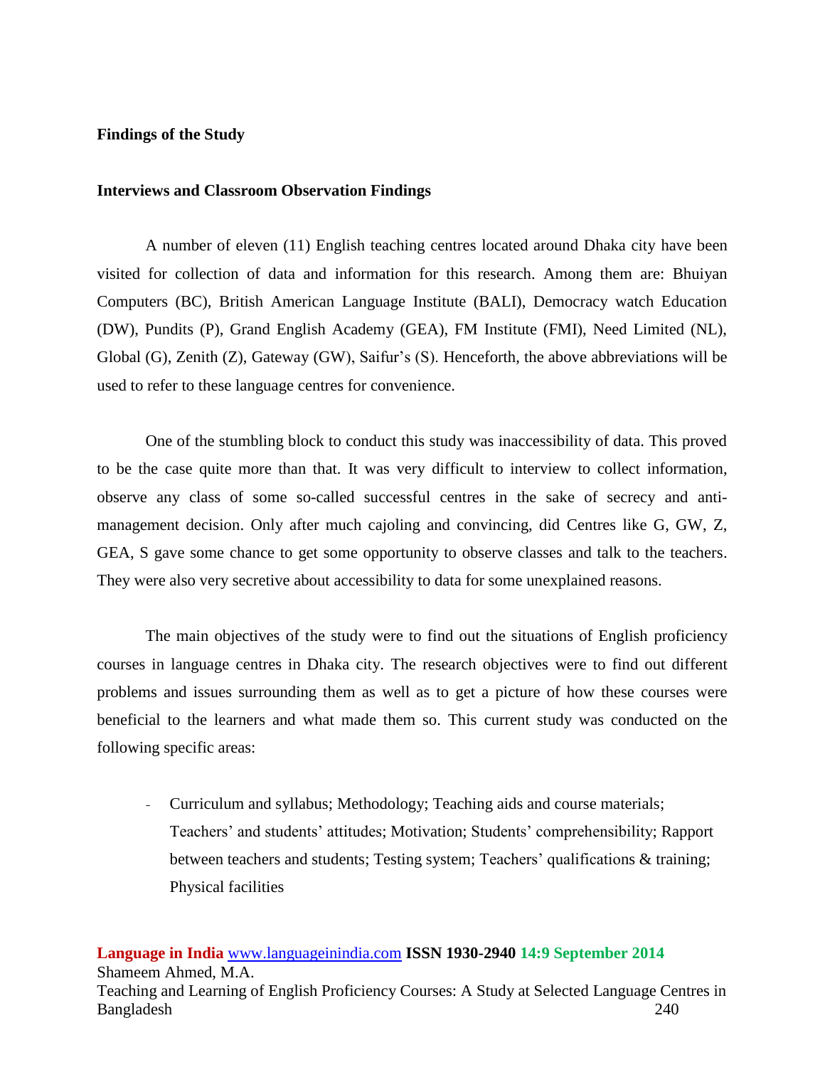**Findings of the Study**

**Interviews and Classroom Observation Findings**

A number of eleven (11) English teaching centres located around Dhaka city have been visited for collection of data and information for this research. Among them are: Bhuiyan Computers (BC), British American Language Institute (BALI), Democracy watch Education (DW), Pundits (P), Grand English Academy (GEA), FM Institute (FMI), Need Limited (NL), Global (G), Zenith (Z), Gateway (GW), Saifur's (S). Henceforth, the above abbreviations will be used to refer to these language centres for convenience.

One of the stumbling block to conduct this study was inaccessibility of data. This proved to be the case quite more than that. It was very difficult to interview to collect information, observe any class of some so-called successful centres in the sake of secrecy and anti-management decision. Only after much cajoling and convincing, did Centres like G, GW, Z, GEA, S gave some chance to get some opportunity to observe classes and talk to the teachers. They were also very secretive about accessibility to data for some unexplained reasons.

The main objectives of the study were to find out the situations of English proficiency courses in language centres in Dhaka city. The research objectives were to find out different problems and issues surrounding them as well as to get a picture of how these courses were beneficial to the learners and what made them so. This current study was conducted on the following specific areas:

- Curriculum and syllabus; Methodology; Teaching aids and course materials; Teachers' and students' attitudes; Motivation; Students' comprehensibility; Rapport between teachers and students; Testing system; Teachers' qualifications & training; Physical facilities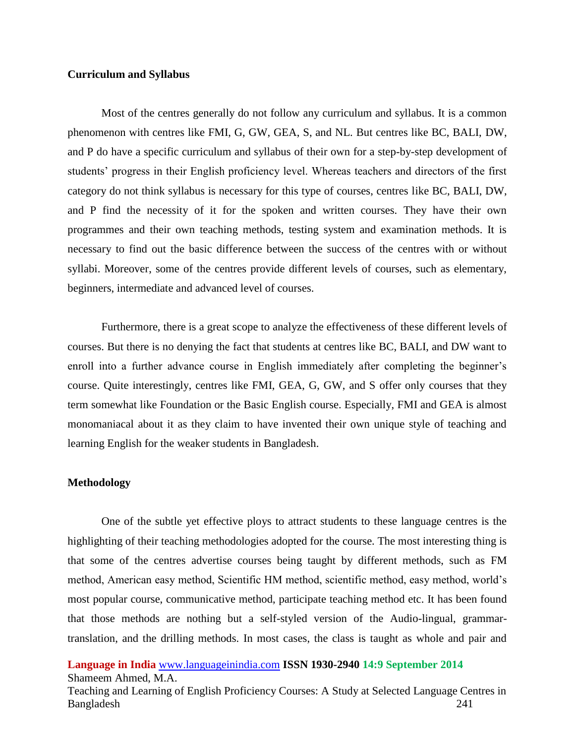**Curriculum and Syllabus**

Most of the centres generally do not follow any curriculum and syllabus. It is a common phenomenon with centres like FMI, G, GW, GEA, S, and NL. But centres like BC, BALI, DW, and P do have a specific curriculum and syllabus of their own for a step-by-step development of students' progress in their English proficiency level. Whereas teachers and directors of the first category do not think syllabus is necessary for this type of courses, centres like BC, BALI, DW, and P find the necessity of it for the spoken and written courses. They have their own programmes and their own teaching methods, testing system and examination methods. It is necessary to find out the basic difference between the success of the centres with or without syllabi. Moreover, some of the centres provide different levels of courses, such as elementary, beginners, intermediate and advanced level of courses.

Furthermore, there is a great scope to analyze the effectiveness of these different levels of courses. But there is no denying the fact that students at centres like BC, BALI, and DW want to enroll into a further advance course in English immediately after completing the beginner's course. Quite interestingly, centres like FMI, GEA, G, GW, and S offer only courses that they term somewhat like Foundation or the Basic English course. Especially, FMI and GEA is almost monomaniacal about it as they claim to have invented their own unique style of teaching and learning English for the weaker students in Bangladesh.

**Methodology**

One of the subtle yet effective ploys to attract students to these language centres is the highlighting of their teaching methodologies adopted for the course. The most interesting thing is that some of the centres advertise courses being taught by different methods, such as FM method, American easy method, Scientific HM method, scientific method, easy method, world's most popular course, communicative method, participate teaching method etc. It has been found that those methods are nothing but a self-styled version of the Audio-lingual, grammar-translation, and the drilling methods. In most cases, the class is taught as whole and pair and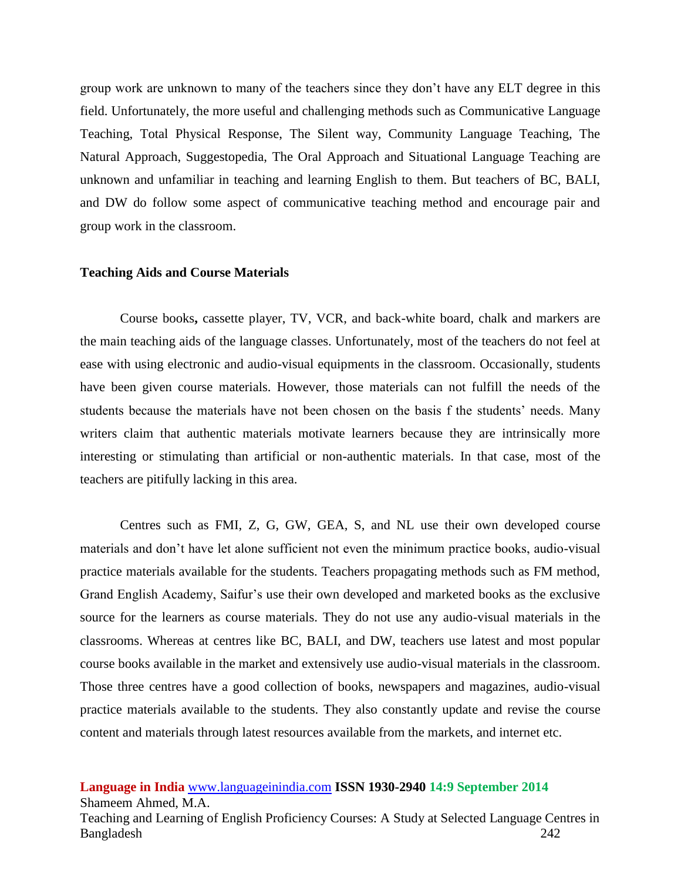group work are unknown to many of the teachers since they don't have any ELT degree in this field. Unfortunately, the more useful and challenging methods such as Communicative Language Teaching, Total Physical Response, The Silent way, Community Language Teaching, The Natural Approach, Suggestopedia, The Oral Approach and Situational Language Teaching are unknown and unfamiliar in teaching and learning English to them. But teachers of BC, BALI, and DW do follow some aspect of communicative teaching method and encourage pair and group work in the classroom.

**Teaching Aids and Course Materials**

Course books**,** cassette player, TV, VCR, and back-white board, chalk and markers are the main teaching aids of the language classes. Unfortunately, most of the teachers do not feel at ease with using electronic and audio-visual equipments in the classroom. Occasionally, students have been given course materials. However, those materials can not fulfill the needs of the students because the materials have not been chosen on the basis f the students' needs. Many writers claim that authentic materials motivate learners because they are intrinsically more interesting or stimulating than artificial or non-authentic materials. In that case, most of the teachers are pitifully lacking in this area.

Centres such as FMI, Z, G, GW, GEA, S, and NL use their own developed course materials and don't have let alone sufficient not even the minimum practice books, audio-visual practice materials available for the students. Teachers propagating methods such as FM method, Grand English Academy, Saifur's use their own developed and marketed books as the exclusive source for the learners as course materials. They do not use any audio-visual materials in the classrooms. Whereas at centres like BC, BALI, and DW, teachers use latest and most popular course books available in the market and extensively use audio-visual materials in the classroom. Those three centres have a good collection of books, newspapers and magazines, audio-visual practice materials available to the students. They also constantly update and revise the course content and materials through latest resources available from the markets, and internet etc.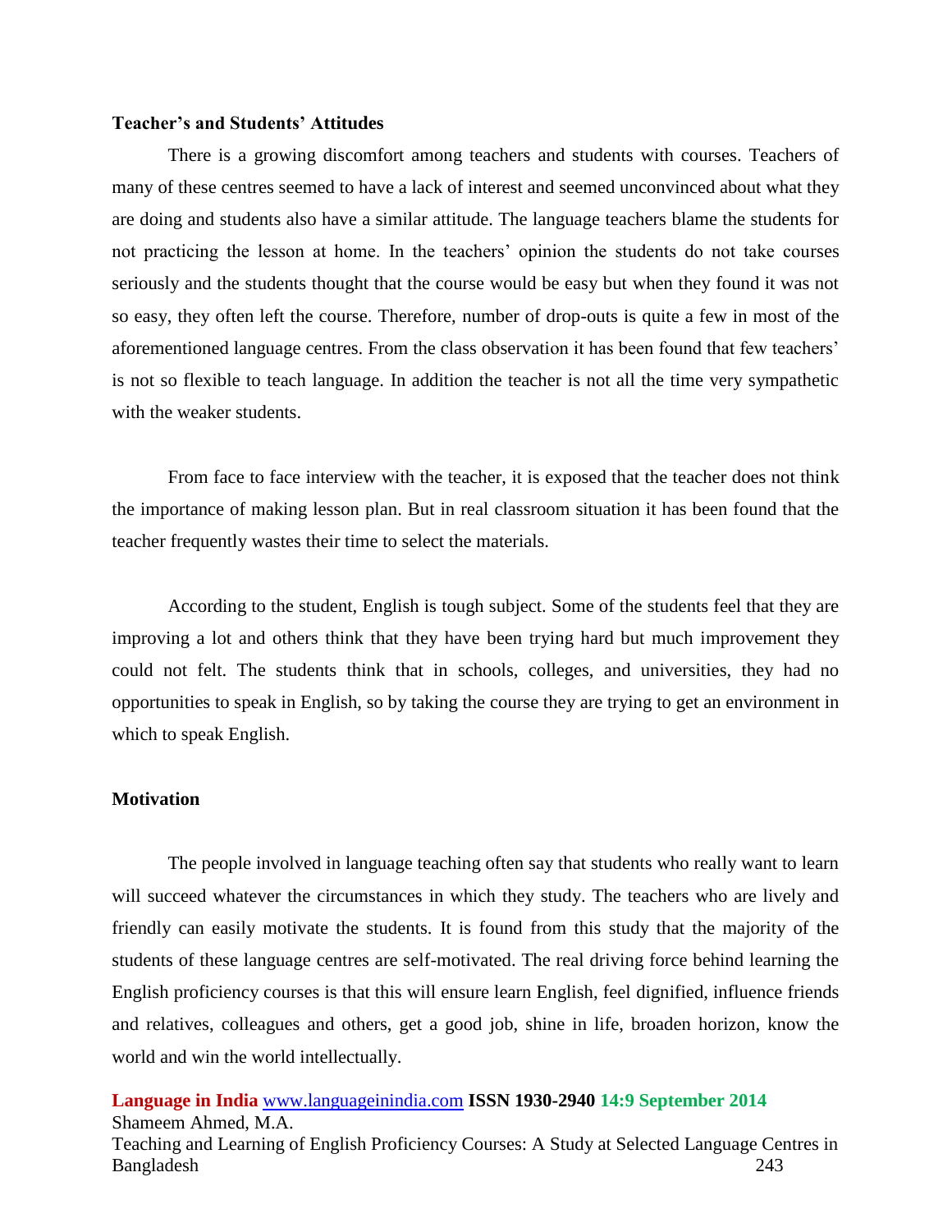**Teacher's and Students' Attitudes**

There is a growing discomfort among teachers and students with courses. Teachers of many of these centres seemed to have a lack of interest and seemed unconvinced about what they are doing and students also have a similar attitude. The language teachers blame the students for not practicing the lesson at home. In the teachers' opinion the students do not take courses seriously and the students thought that the course would be easy but when they found it was not so easy, they often left the course. Therefore, number of drop-outs is quite a few in most of the aforementioned language centres. From the class observation it has been found that few teachers' is not so flexible to teach language. In addition the teacher is not all the time very sympathetic with the weaker students.

From face to face interview with the teacher, it is exposed that the teacher does not think the importance of making lesson plan. But in real classroom situation it has been found that the teacher frequently wastes their time to select the materials.

According to the student, English is tough subject. Some of the students feel that they are improving a lot and others think that they have been trying hard but much improvement they could not felt. The students think that in schools, colleges, and universities, they had no opportunities to speak in English, so by taking the course they are trying to get an environment in which to speak English.

**Motivation**

The people involved in language teaching often say that students who really want to learn will succeed whatever the circumstances in which they study. The teachers who are lively and friendly can easily motivate the students. It is found from this study that the majority of the students of these language centres are self-motivated. The real driving force behind learning the English proficiency courses is that this will ensure learn English, feel dignified, influence friends and relatives, colleagues and others, get a good job, shine in life, broaden horizon, know the world and win the world intellectually.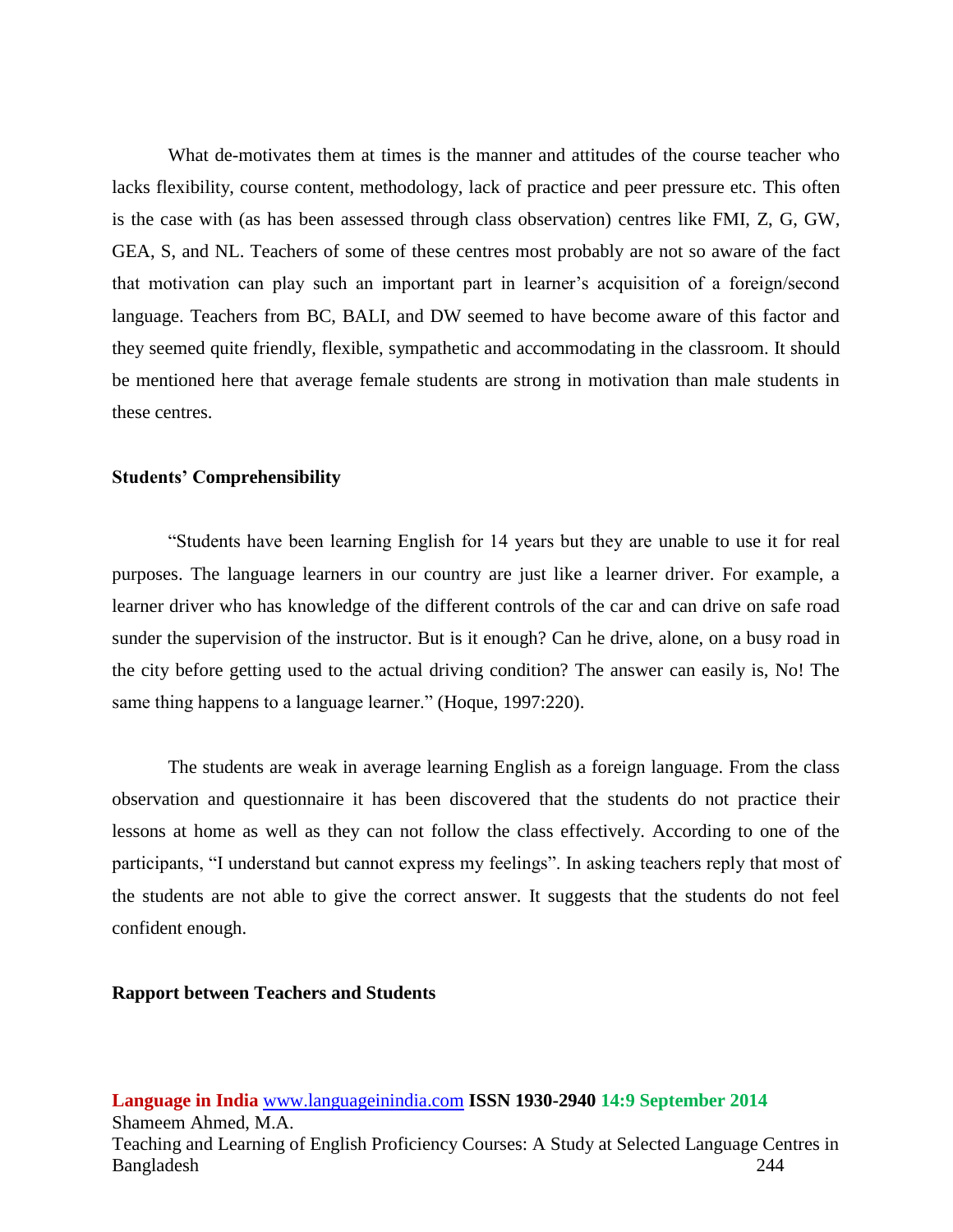What de-motivates them at times is the manner and attitudes of the course teacher who lacks flexibility, course content, methodology, lack of practice and peer pressure etc. This often is the case with (as has been assessed through class observation) centres like FMI, Z, G, GW, GEA, S, and NL. Teachers of some of these centres most probably are not so aware of the fact that motivation can play such an important part in learner's acquisition of a foreign/second language. Teachers from BC, BALI, and DW seemed to have become aware of this factor and they seemed quite friendly, flexible, sympathetic and accommodating in the classroom. It should be mentioned here that average female students are strong in motivation than male students in these centres.

**Students' Comprehensibility**

"Students have been learning English for 14 years but they are unable to use it for real purposes. The language learners in our country are just like a learner driver. For example, a learner driver who has knowledge of the different controls of the car and can drive on safe road sunder the supervision of the instructor. But is it enough? Can he drive, alone, on a busy road in the city before getting used to the actual driving condition? The answer can easily is, No! The same thing happens to a language learner." (Hoque, 1997:220).

The students are weak in average learning English as a foreign language. From the class observation and questionnaire it has been discovered that the students do not practice their lessons at home as well as they can not follow the class effectively. According to one of the participants, "I understand but cannot express my feelings". In asking teachers reply that most of the students are not able to give the correct answer. It suggests that the students do not feel confident enough.

**Rapport between Teachers and Students**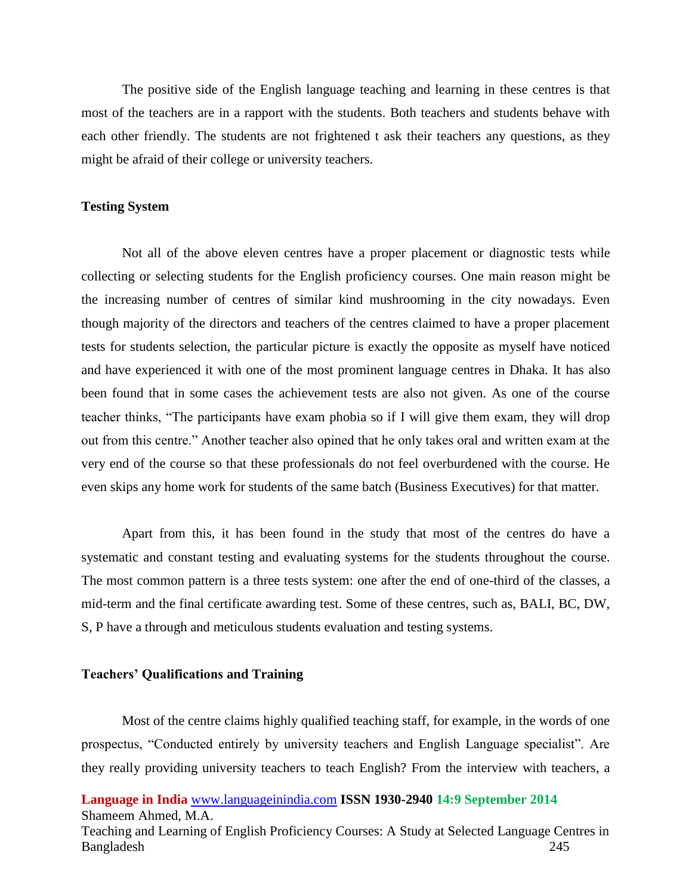The positive side of the English language teaching and learning in these centres is that most of the teachers are in a rapport with the students. Both teachers and students behave with each other friendly. The students are not frightened t ask their teachers any questions, as they might be afraid of their college or university teachers.

### Testing System

Not all of the above eleven centres have a proper placement or diagnostic tests while collecting or selecting students for the English proficiency courses. One main reason might be the increasing number of centres of similar kind mushrooming in the city nowadays. Even though majority of the directors and teachers of the centres claimed to have a proper placement tests for students selection, the particular picture is exactly the opposite as myself have noticed and have experienced it with one of the most prominent language centres in Dhaka. It has also been found that in some cases the achievement tests are also not given. As one of the course teacher thinks, "The participants have exam phobia so if I will give them exam, they will drop out from this centre." Another teacher also opined that he only takes oral and written exam at the very end of the course so that these professionals do not feel overburdened with the course. He even skips any home work for students of the same batch (Business Executives) for that matter.

Apart from this, it has been found in the study that most of the centres do have a systematic and constant testing and evaluating systems for the students throughout the course. The most common pattern is a three tests system: one after the end of one-third of the classes, a mid-term and the final certificate awarding test. Some of these centres, such as, BALI, BC, DW, S, P have a through and meticulous students evaluation and testing systems.

### Teachers' Qualifications and Training

Most of the centre claims highly qualified teaching staff, for example, in the words of one prospectus, "Conducted entirely by university teachers and English Language specialist". Are they really providing university teachers to teach English? From the interview with teachers, a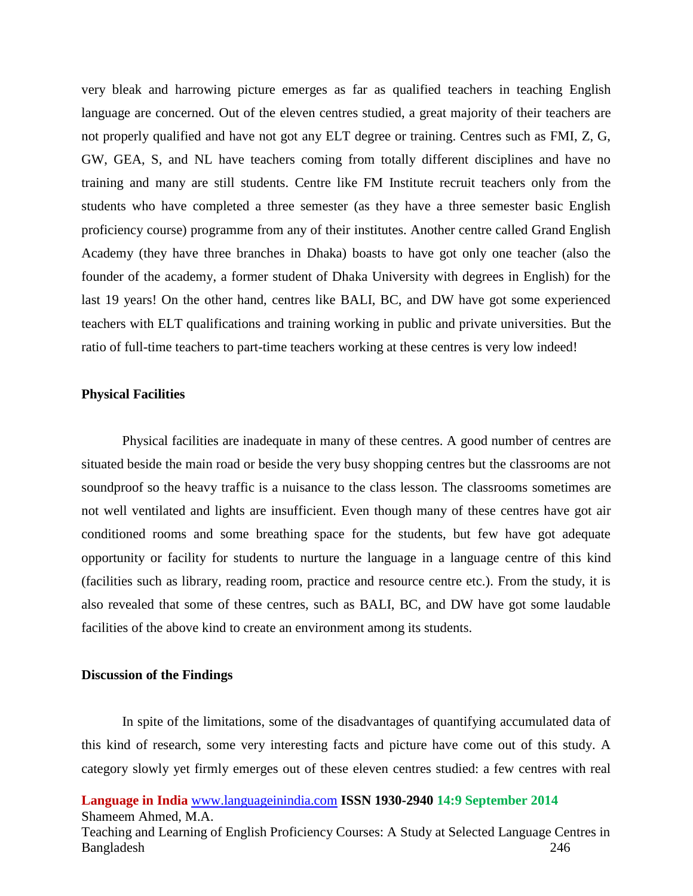very bleak and harrowing picture emerges as far as qualified teachers in teaching English language are concerned. Out of the eleven centres studied, a great majority of their teachers are not properly qualified and have not got any ELT degree or training. Centres such as FMI, Z, G, GW, GEA, S, and NL have teachers coming from totally different disciplines and have no training and many are still students. Centre like FM Institute recruit teachers only from the students who have completed a three semester (as they have a three semester basic English proficiency course) programme from any of their institutes. Another centre called Grand English Academy (they have three branches in Dhaka) boasts to have got only one teacher (also the founder of the academy, a former student of Dhaka University with degrees in English) for the last 19 years! On the other hand, centres like BALI, BC, and DW have got some experienced teachers with ELT qualifications and training working in public and private universities. But the ratio of full-time teachers to part-time teachers working at these centres is very low indeed!

**Physical Facilities**

Physical facilities are inadequate in many of these centres. A good number of centres are situated beside the main road or beside the very busy shopping centres but the classrooms are not soundproof so the heavy traffic is a nuisance to the class lesson. The classrooms sometimes are not well ventilated and lights are insufficient. Even though many of these centres have got air conditioned rooms and some breathing space for the students, but few have got adequate opportunity or facility for students to nurture the language in a language centre of this kind (facilities such as library, reading room, practice and resource centre etc.). From the study, it is also revealed that some of these centres, such as BALI, BC, and DW have got some laudable facilities of the above kind to create an environment among its students.

**Discussion of the Findings**

In spite of the limitations, some of the disadvantages of quantifying accumulated data of this kind of research, some very interesting facts and picture have come out of this study. A category slowly yet firmly emerges out of these eleven centres studied: a few centres with real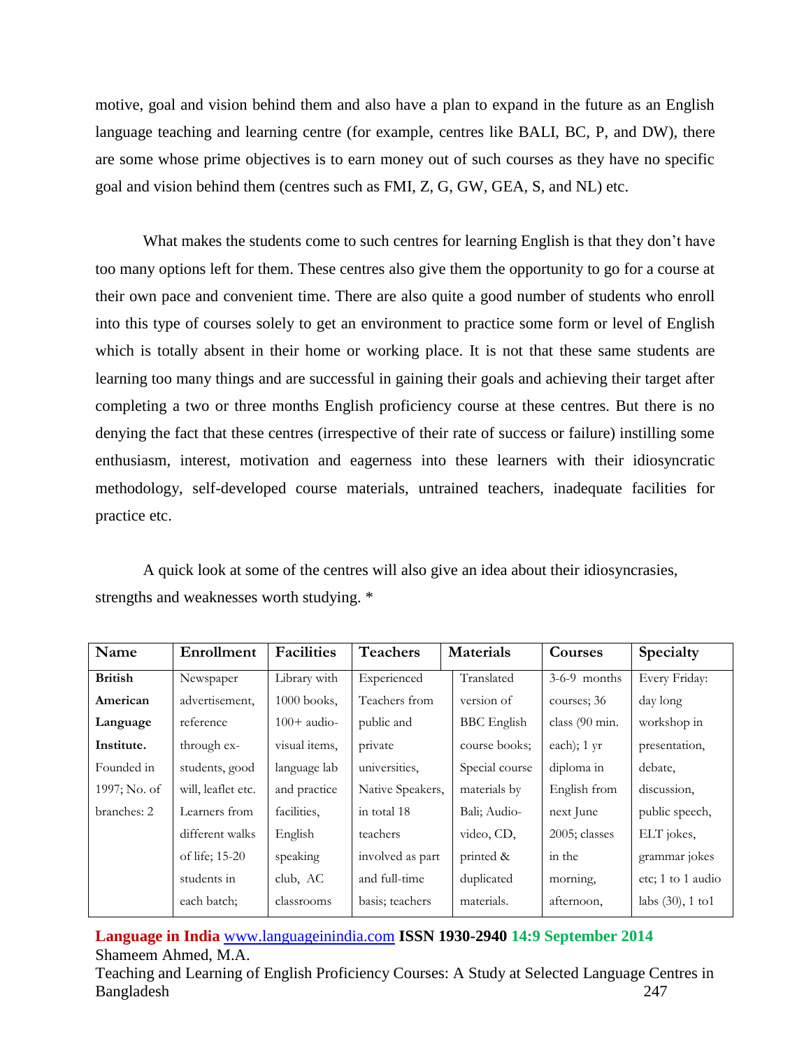motive, goal and vision behind them and also have a plan to expand in the future as an English language teaching and learning centre (for example, centres like BALI, BC, P, and DW), there are some whose prime objectives is to earn money out of such courses as they have no specific goal and vision behind them (centres such as FMI, Z, G, GW, GEA, S, and NL) etc.

What makes the students come to such centres for learning English is that they don't have too many options left for them. These centres also give them the opportunity to go for a course at their own pace and convenient time. There are also quite a good number of students who enroll into this type of courses solely to get an environment to practice some form or level of English which is totally absent in their home or working place. It is not that these same students are learning too many things and are successful in gaining their goals and achieving their target after completing a two or three months English proficiency course at these centres. But there is no denying the fact that these centres (irrespective of their rate of success or failure) instilling some enthusiasm, interest, motivation and eagerness into these learners with their idiosyncratic methodology, self-developed course materials, untrained teachers, inadequate facilities for practice etc.

A quick look at some of the centres will also give an idea about their idiosyncrasies, strengths and weaknesses worth studying. *

| Name | Enrollment | Facilities | Teachers | Materials | Courses | Specialty |
|---|---|---|---|---|---|---|
| **British American Language Institute.** Founded in 1997; No. of branches: 2 | Newspaper advertisement, reference through ex-students, good will, leaflet etc. Learners from different walks of life; 15-20 students in each batch; | Library with 1000 books, 100+ audio-visual items, language lab and practice facilities, English speaking club, AC classrooms | Experienced Teachers from public and private universities, Native Speakers, in total 18 teachers involved as part and full-time basis; teachers | Translated version of BBC English course books; Special course materials by Bali; Audio-video, CD, printed & duplicated materials. | 3-6-9 months courses; 36 class (90 min. each); 1 yr diploma in English from next June 2005; classes in the morning, afternoon, | Every Friday: day long workshop in presentation, debate, discussion, public speech, ELT jokes, grammar jokes etc; 1 to 1 audio labs (30), 1 to1 |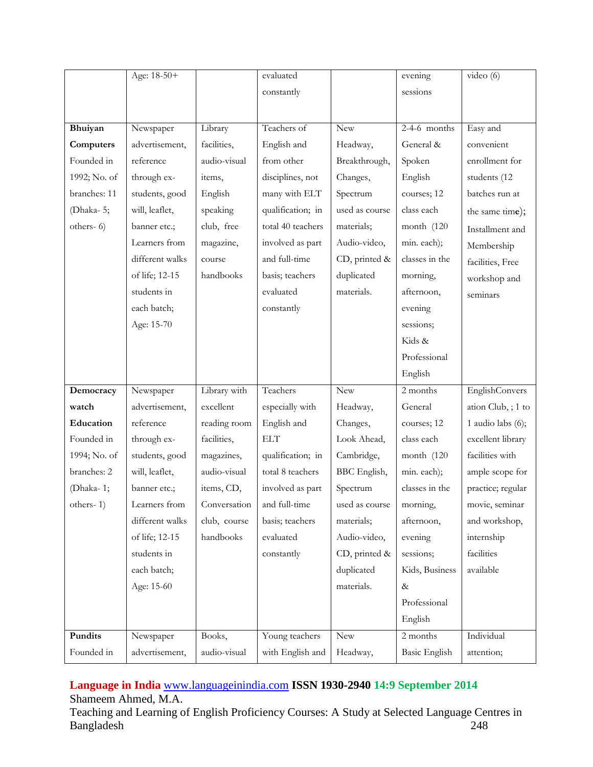| | Age: 18-50+ | | evaluated constantly | | evening sessions | video (6) |
|---|---|---|---|---|---|---|
| **Bhuiyan Computers** Founded in 1992; No. of branches: 11 (Dhaka- 5; others- 6) | Newspaper advertisement, reference through ex-students, good will, leaflet, banner etc.; Learners from different walks of life; 12-15 students in each batch; Age: 15-70 | Library facilities, audio-visual items, English speaking club, free magazine, course handbooks | Teachers of English and from other disciplines, not many with ELT qualification; in total 40 teachers involved as part and full-time basis; teachers evaluated constantly | New Headway, Breakthrough, Changes, Spectrum used as course materials; Audio-video, CD, printed & duplicated materials. | 2-4-6 months General & Spoken English courses; 12 class each month (120 min. each); classes in the morning, afternoon, evening sessions; Kids & Professional English | Easy and convenient enrollment for students (12 batches run at the same time); Installment and Membership facilities, Free workshop and seminars |
| **Democracy watch Education** Founded in 1994; No. of branches: 2 (Dhaka- 1; others- 1) | Newspaper advertisement, reference through ex-students, good will, leaflet, banner etc.; Learners from different walks of life; 12-15 students in each batch; Age: 15-60 | Library with excellent reading room facilities, magazines, audio-visual items, CD, Conversation club, course handbooks | Teachers especially with English and ELT qualification; in total 8 teachers involved as part and full-time basis; teachers evaluated constantly | New Headway, Changes, Look Ahead, Cambridge, BBC English, Spectrum used as course materials; Audio-video, CD, printed & duplicated materials. | 2 months General courses; 12 class each month (120 min. each); classes in the morning, afternoon, evening sessions; Kids, Business & Professional English | EnglishConversation Club, ; 1 to 1 audio labs (6); excellent library facilities with ample scope for practice; regular movie, seminar and workshop, internship facilities available |
| **Pundits** Founded in | Newspaper advertisement, | Books, audio-visual | Young teachers with English and | New Headway, | 2 months Basic English | Individual attention; |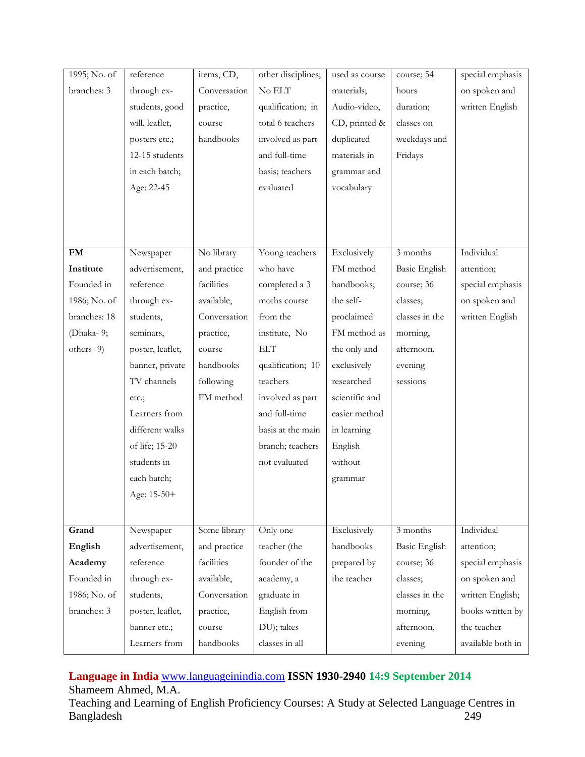| | | | | | | |
|---|---|---|---|---|---|---|
| 1995; No. of branches: 3 | reference through ex-students, good will, leaflet, posters etc.; 12-15 students in each batch; Age: 22-45 | items, CD, Conversation practice, course handbooks | other disciplines; No ELT qualification; in total 6 teachers involved as part and full-time basis; teachers evaluated | used as course materials; Audio-video, CD, printed & duplicated materials in grammar and vocabulary | course; 54 hours duration; classes on weekdays and Fridays | special emphasis on spoken and written English |
| **FM Institute** Founded in 1986; No. of branches: 18 (Dhaka- 9; others- 9) | Newspaper advertisement, reference through ex-students, seminars, poster, leaflet, banner, private TV channels etc.; Learners from different walks of life; 15-20 students in each batch; Age: 15-50+ | No library and practice facilities available, Conversation practice, course handbooks following FM method | Young teachers who have completed a 3 moths course from the institute, No ELT qualification; 10 teachers involved as part and full-time basis at the main branch; teachers not evaluated | Exclusively FM method handbooks; the self-proclaimed FM method as the only and exclusively researched scientific and easier method in learning English without grammar | 3 months Basic English course; 36 classes; classes in the morning, afternoon, evening sessions | Individual attention; special emphasis on spoken and written English |
| **Grand English Academy** Founded in 1986; No. of branches: 3 | Newspaper advertisement, reference through ex-students, poster, leaflet, banner etc.; Learners from | Some library and practice facilities available, Conversation practice, course handbooks | Only one teacher (the founder of the academy, a graduate in English from DU); takes classes in all | Exclusively handbooks prepared by the teacher | 3 months Basic English course; 36 classes; classes in the morning, afternoon, evening | Individual attention; special emphasis on spoken and written English; books written by the teacher available both in |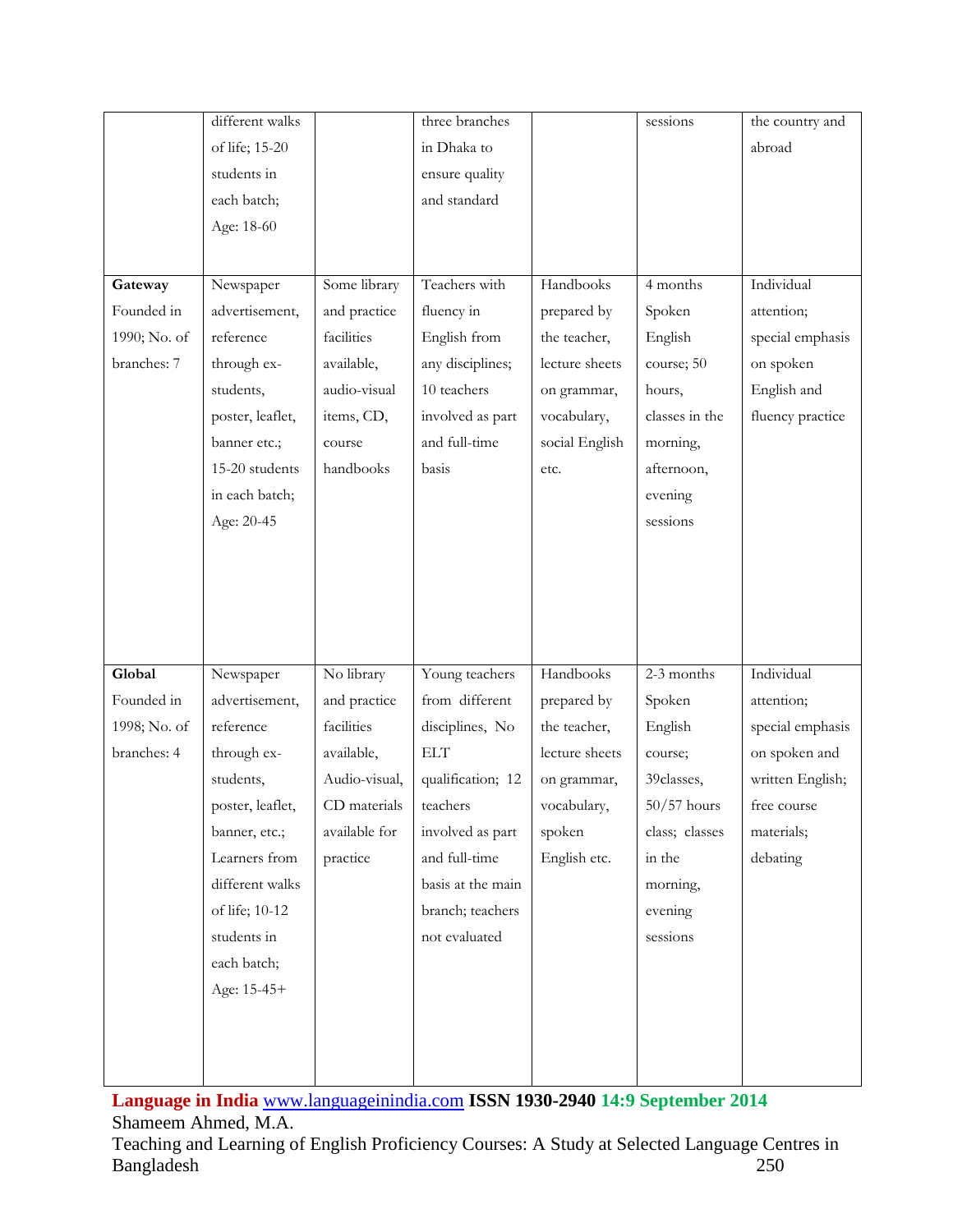| | | | | | | |
|---|---|---|---|---|---|---|
| | different walks of life; 15-20 students in each batch; Age: 18-60 | | three branches in Dhaka to ensure quality and standard | | sessions | the country and abroad |
| **Gateway** Founded in 1990; No. of branches: 7 | Newspaper advertisement, reference through ex-students, poster, leaflet, banner etc.; 15-20 students in each batch; Age: 20-45 | Some library and practice facilities available, audio-visual items, CD, course handbooks | Teachers with fluency in English from any disciplines; 10 teachers involved as part and full-time basis | Handbooks prepared by the teacher, lecture sheets on grammar, vocabulary, social English etc. | 4 months Spoken English course; 50 hours, classes in the morning, afternoon, evening sessions | Individual attention; special emphasis on spoken English and fluency practice |
| **Global** Founded in 1998; No. of branches: 4 | Newspaper advertisement, reference through ex-students, poster, leaflet, banner, etc.; Learners from different walks of life; 10-12 students in each batch; Age: 15-45+ | No library and practice facilities available, Audio-visual, CD materials available for practice | Young teachers from different disciplines, No ELT qualification; 12 teachers involved as part and full-time basis at the main branch; teachers not evaluated | Handbooks prepared by the teacher, lecture sheets on grammar, vocabulary, spoken English etc. | 2-3 months Spoken English course; 39classes, 50/57 hours class; classes in the morning, evening sessions | Individual attention; special emphasis on spoken and written English; free course materials; debating |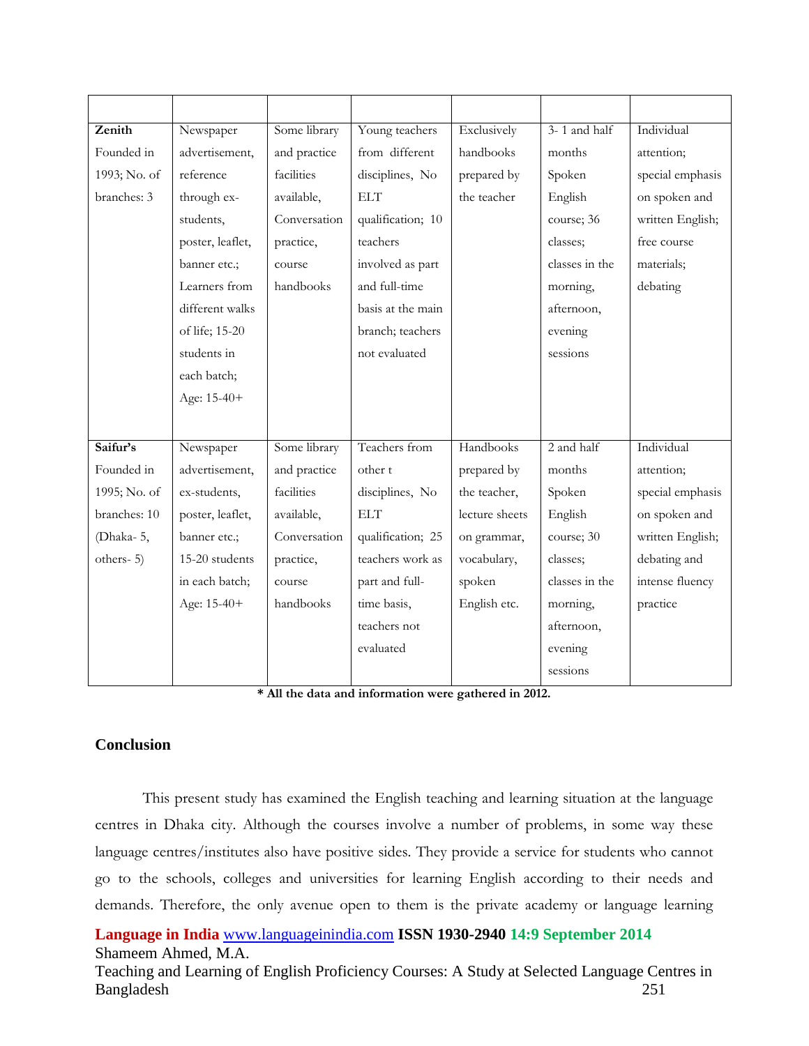| | | | | | | |
|---|---|---|---|---|---|---|
| **Zenith** Founded in 1993; No. of branches: 3 | Newspaper advertisement, reference through ex-students, poster, leaflet, banner etc.; Learners from different walks of life; 15-20 students in each batch; Age: 15-40+ | Some library and practice facilities available, Conversation practice, course handbooks | Young teachers from different disciplines, No ELT qualification; 10 teachers involved as part and full-time basis at the main branch; teachers not evaluated | Exclusively handbooks prepared by the teacher | 3- 1 and half months Spoken English course; 36 classes; classes in the morning, afternoon, evening sessions | Individual attention; special emphasis on spoken and written English; free course materials; debating |
| **Saifur's** Founded in 1995; No. of branches: 10 (Dhaka- 5, others- 5) | Newspaper advertisement, ex-students, poster, leaflet, banner etc.; 15-20 students in each batch; Age: 15-40+ | Some library and practice facilities available, Conversation practice, course handbooks | Teachers from other t disciplines, No ELT qualification; 25 teachers work as part and full-time basis, teachers not evaluated | Handbooks prepared by the teacher, lecture sheets on grammar, vocabulary, spoken English etc. | 2 and half months Spoken English course; 30 classes; classes in the morning, afternoon, evening sessions | Individual attention; special emphasis on spoken and written English; debating and intense fluency practice |

**\* All the data and information were gathered in 2012.**

## Conclusion

This present study has examined the English teaching and learning situation at the language centres in Dhaka city. Although the courses involve a number of problems, in some way these language centres/institutes also have positive sides. They provide a service for students who cannot go to the schools, colleges and universities for learning English according to their needs and demands. Therefore, the only avenue open to them is the private academy or language learning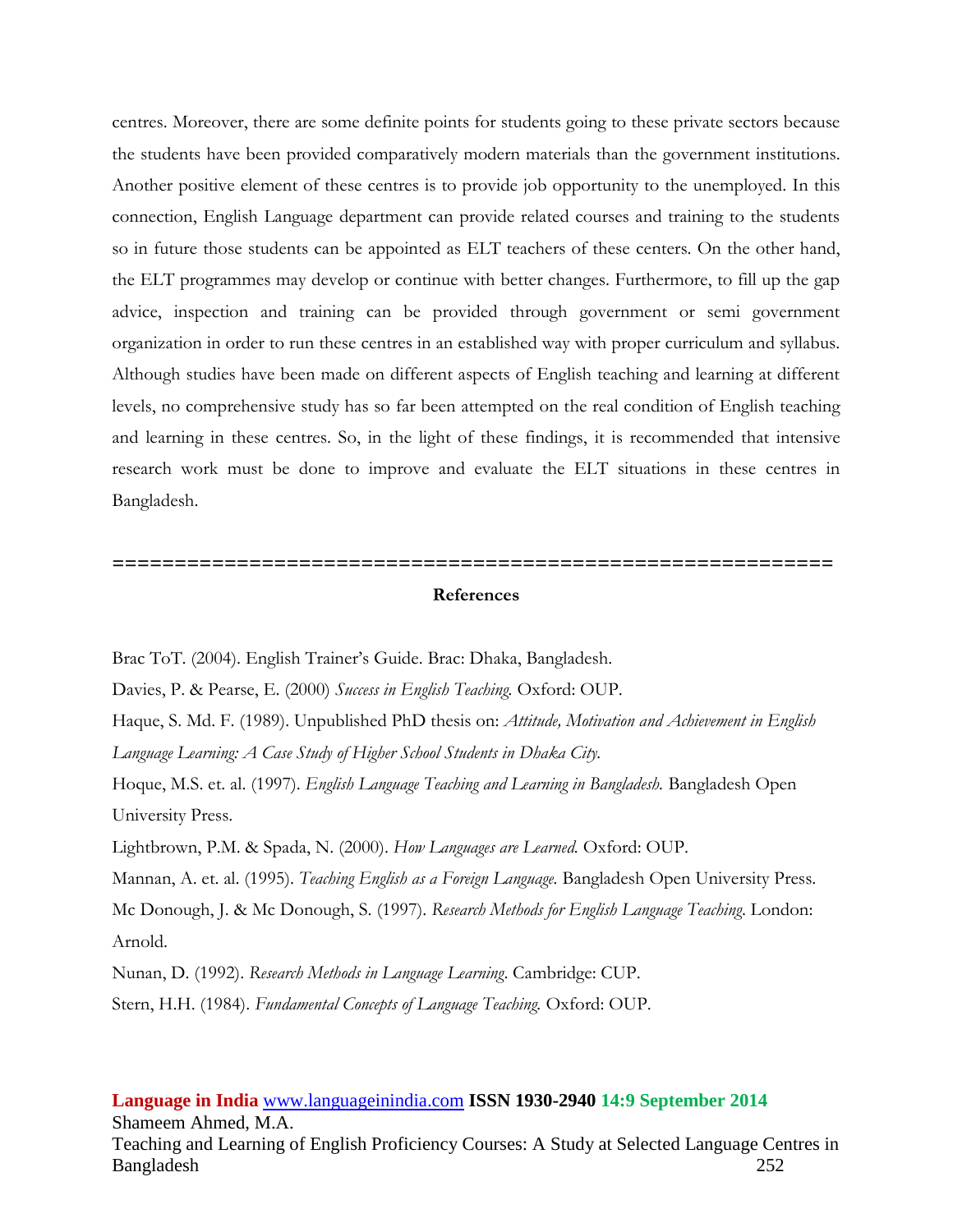centres. Moreover, there are some definite points for students going to these private sectors because the students have been provided comparatively modern materials than the government institutions. Another positive element of these centres is to provide job opportunity to the unemployed. In this connection, English Language department can provide related courses and training to the students so in future those students can be appointed as ELT teachers of these centers. On the other hand, the ELT programmes may develop or continue with better changes. Furthermore, to fill up the gap advice, inspection and training can be provided through government or semi government organization in order to run these centres in an established way with proper curriculum and syllabus. Although studies have been made on different aspects of English teaching and learning at different levels, no comprehensive study has so far been attempted on the real condition of English teaching and learning in these centres. So, in the light of these findings, it is recommended that intensive research work must be done to improve and evaluate the ELT situations in these centres in Bangladesh.

============================================================

## References

Brac ToT. (2004). English Trainer's Guide. Brac: Dhaka, Bangladesh.

Davies, P. & Pearse, E. (2000) *Success in English Teaching.* Oxford: OUP.

Haque, S. Md. F. (1989). Unpublished PhD thesis on: *Attitude, Motivation and Achievement in English Language Learning: A Case Study of Higher School Students in Dhaka City.*

Hoque, M.S. et. al. (1997). *English Language Teaching and Learning in Bangladesh.* Bangladesh Open University Press.

Lightbrown, P.M. & Spada, N. (2000). *How Languages are Learned.* Oxford: OUP.

Mannan, A. et. al. (1995). *Teaching English as a Foreign Language.* Bangladesh Open University Press.

Mc Donough, J. & Mc Donough, S. (1997). *Research Methods for English Language Teaching*. London: Arnold.

Nunan, D. (1992). *Research Methods in Language Learning*. Cambridge: CUP.

Stern, H.H. (1984). *Fundamental Concepts of Language Teaching.* Oxford: OUP.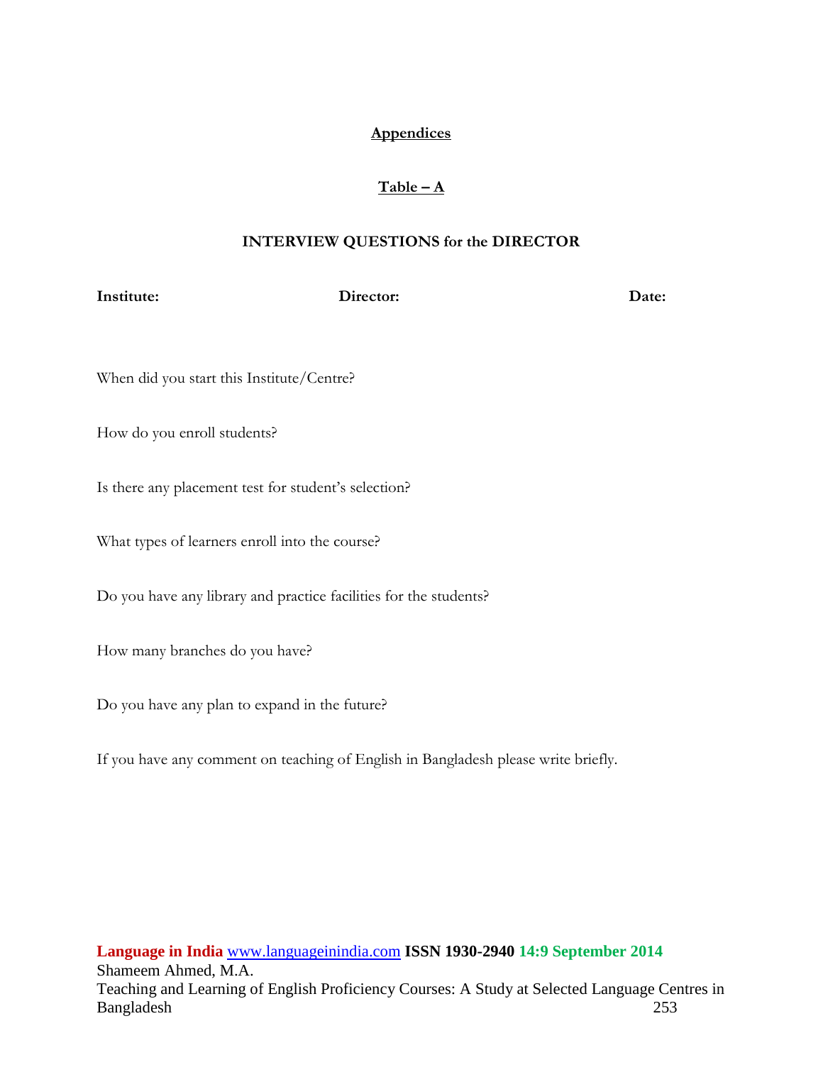## Appendices

### Table – A

### INTERVIEW QUESTIONS for the DIRECTOR

**Institute:** **Director:** **Date:**

When did you start this Institute/Centre?

How do you enroll students?

Is there any placement test for student's selection?

What types of learners enroll into the course?

Do you have any library and practice facilities for the students?

How many branches do you have?

Do you have any plan to expand in the future?

If you have any comment on teaching of English in Bangladesh please write briefly.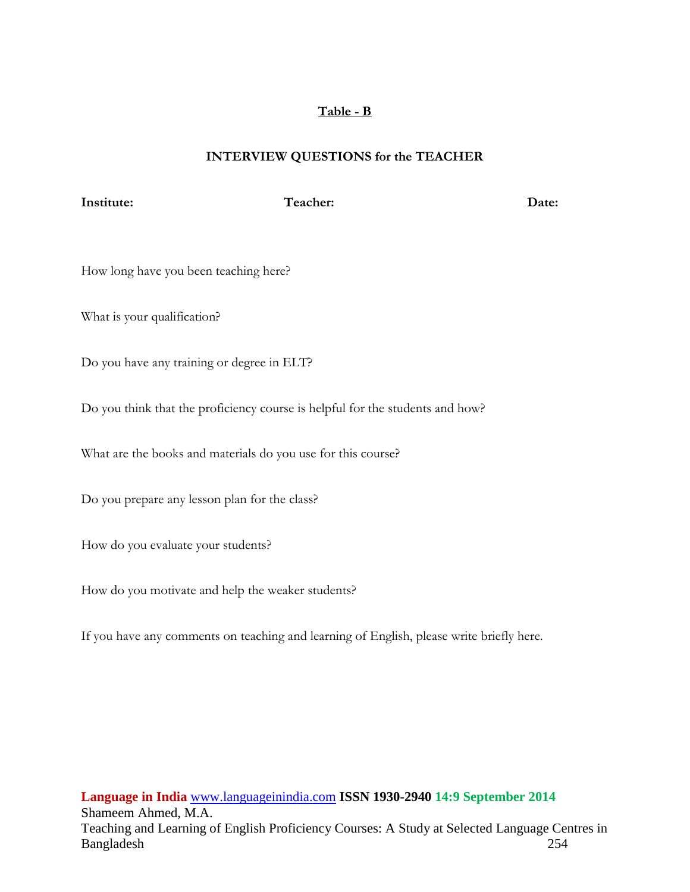**Table - B**

**INTERVIEW QUESTIONS for the TEACHER**

**Institute:** **Teacher:** **Date:**

How long have you been teaching here?

What is your qualification?

Do you have any training or degree in ELT?

Do you think that the proficiency course is helpful for the students and how?

What are the books and materials do you use for this course?

Do you prepare any lesson plan for the class?

How do you evaluate your students?

How do you motivate and help the weaker students?

If you have any comments on teaching and learning of English, please write briefly here.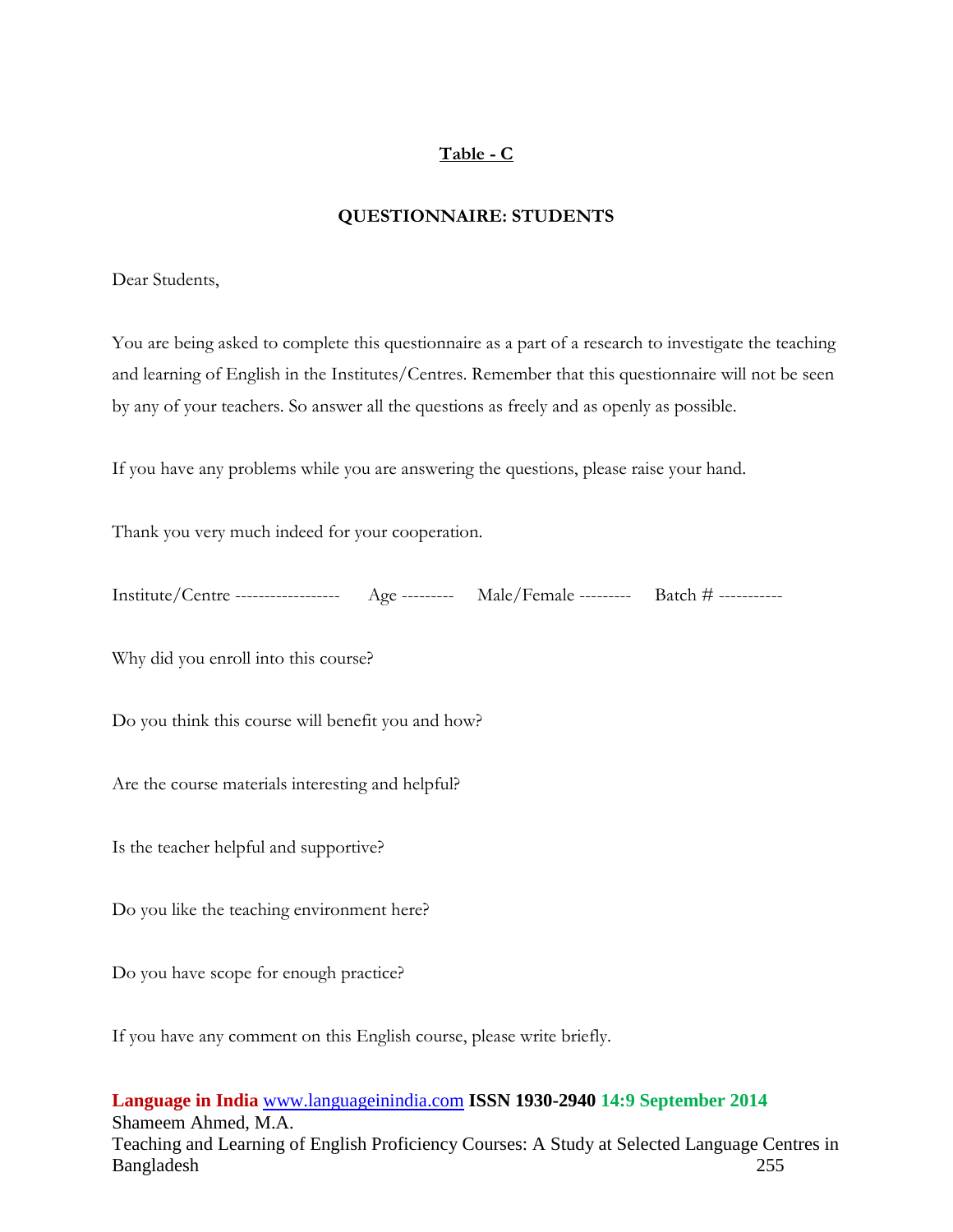**Table - C**

**QUESTIONNAIRE: STUDENTS**

Dear Students,

You are being asked to complete this questionnaire as a part of a research to investigate the teaching and learning of English in the Institutes/Centres. Remember that this questionnaire will not be seen by any of your teachers. So answer all the questions as freely and as openly as possible.

If you have any problems while you are answering the questions, please raise your hand.

Thank you very much indeed for your cooperation.

Institute/Centre ------------------ Age --------- Male/Female --------- Batch # -----------

Why did you enroll into this course?

Do you think this course will benefit you and how?

Are the course materials interesting and helpful?

Is the teacher helpful and supportive?

Do you like the teaching environment here?

Do you have scope for enough practice?

If you have any comment on this English course, please write briefly.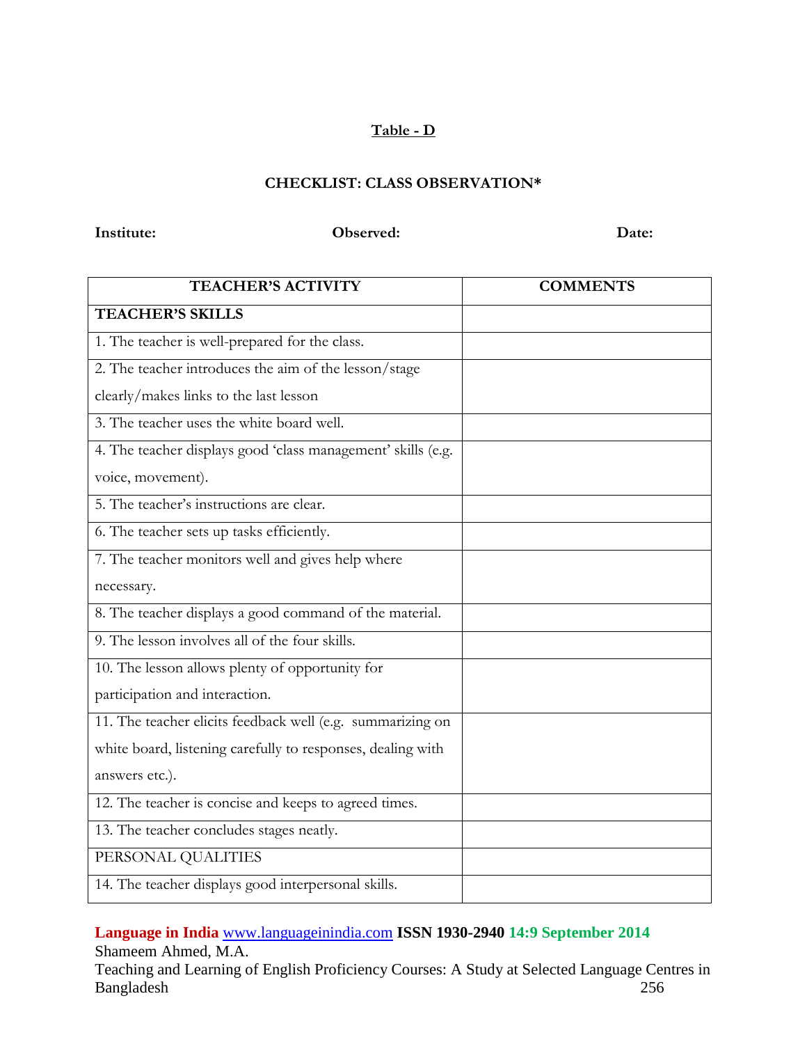**Table - D**

**CHECKLIST: CLASS OBSERVATION***

**Institute:** **Observed:** **Date:**

| TEACHER'S ACTIVITY | COMMENTS |
|---|---|
| **TEACHER'S SKILLS** | |
| 1. The teacher is well-prepared for the class. | |
| 2. The teacher introduces the aim of the lesson/stage clearly/makes links to the last lesson | |
| 3. The teacher uses the white board well. | |
| 4. The teacher displays good 'class management' skills (e.g. voice, movement). | |
| 5. The teacher's instructions are clear. | |
| 6. The teacher sets up tasks efficiently. | |
| 7. The teacher monitors well and gives help where necessary. | |
| 8. The teacher displays a good command of the material. | |
| 9. The lesson involves all of the four skills. | |
| 10. The lesson allows plenty of opportunity for participation and interaction. | |
| 11. The teacher elicits feedback well (e.g. summarizing on white board, listening carefully to responses, dealing with answers etc.). | |
| 12. The teacher is concise and keeps to agreed times. | |
| 13. The teacher concludes stages neatly. | |
| PERSONAL QUALITIES | |
| 14. The teacher displays good interpersonal skills. | |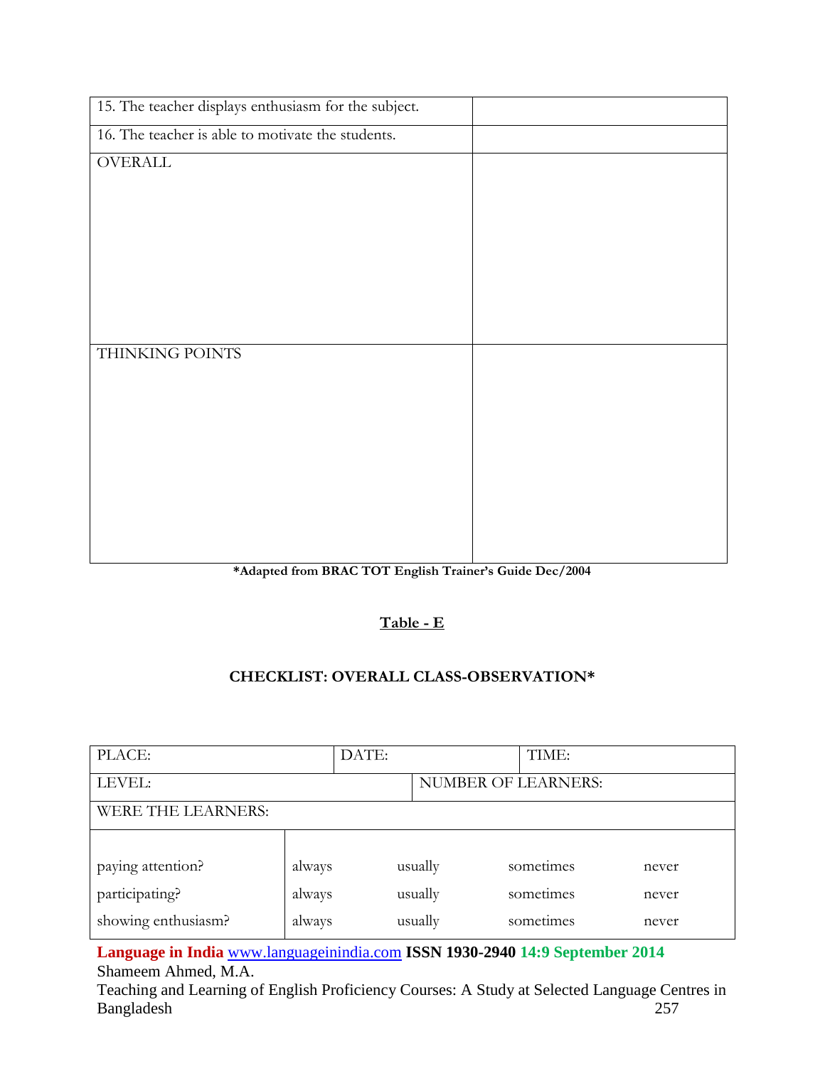| | |
|---|---|
| 15. The teacher displays enthusiasm for the subject. | |
| 16. The teacher is able to motivate the students. | |
| OVERALL | |
| THINKING POINTS | |

**\*Adapted from BRAC TOT English Trainer's Guide Dec/2004**

**Table - E**

**CHECKLIST: OVERALL CLASS-OBSERVATION\***

| PLACE: | DATE: | | TIME: | |
|---|---|---|---|---|
| LEVEL: | | NUMBER OF LEARNERS: | | |
| WERE THE LEARNERS: | | | | |
| paying attention? | always | usually | sometimes | never |
| participating? | always | usually | sometimes | never |
| showing enthusiasm? | always | usually | sometimes | never |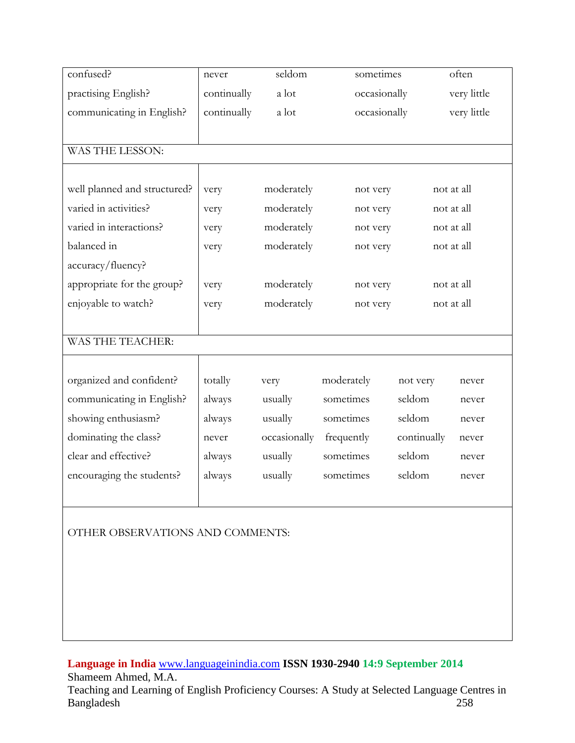| | | | | | |
|---|---|---|---|---|---|
| confused? | never | seldom | sometimes | often | |
| practising English? | continually | a lot | occasionally | very little | |
| communicating in English? | continually | a lot | occasionally | very little | |
| WAS THE LESSON: | | | | | |
| well planned and structured? | very | moderately | not very | not at all | |
| varied in activities? | very | moderately | not very | not at all | |
| varied in interactions? | very | moderately | not very | not at all | |
| balanced in accuracy/fluency? | very | moderately | not very | not at all | |
| appropriate for the group? | very | moderately | not very | not at all | |
| enjoyable to watch? | very | moderately | not very | not at all | |
| WAS THE TEACHER: | | | | | |
| organized and confident? | totally | very | moderately | not very | never |
| communicating in English? | always | usually | sometimes | seldom | never |
| showing enthusiasm? | always | usually | sometimes | seldom | never |
| dominating the class? | never | occasionally | frequently | continually | never |
| clear and effective? | always | usually | sometimes | seldom | never |
| encouraging the students? | always | usually | sometimes | seldom | never |
| OTHER OBSERVATIONS AND COMMENTS: | | | | | |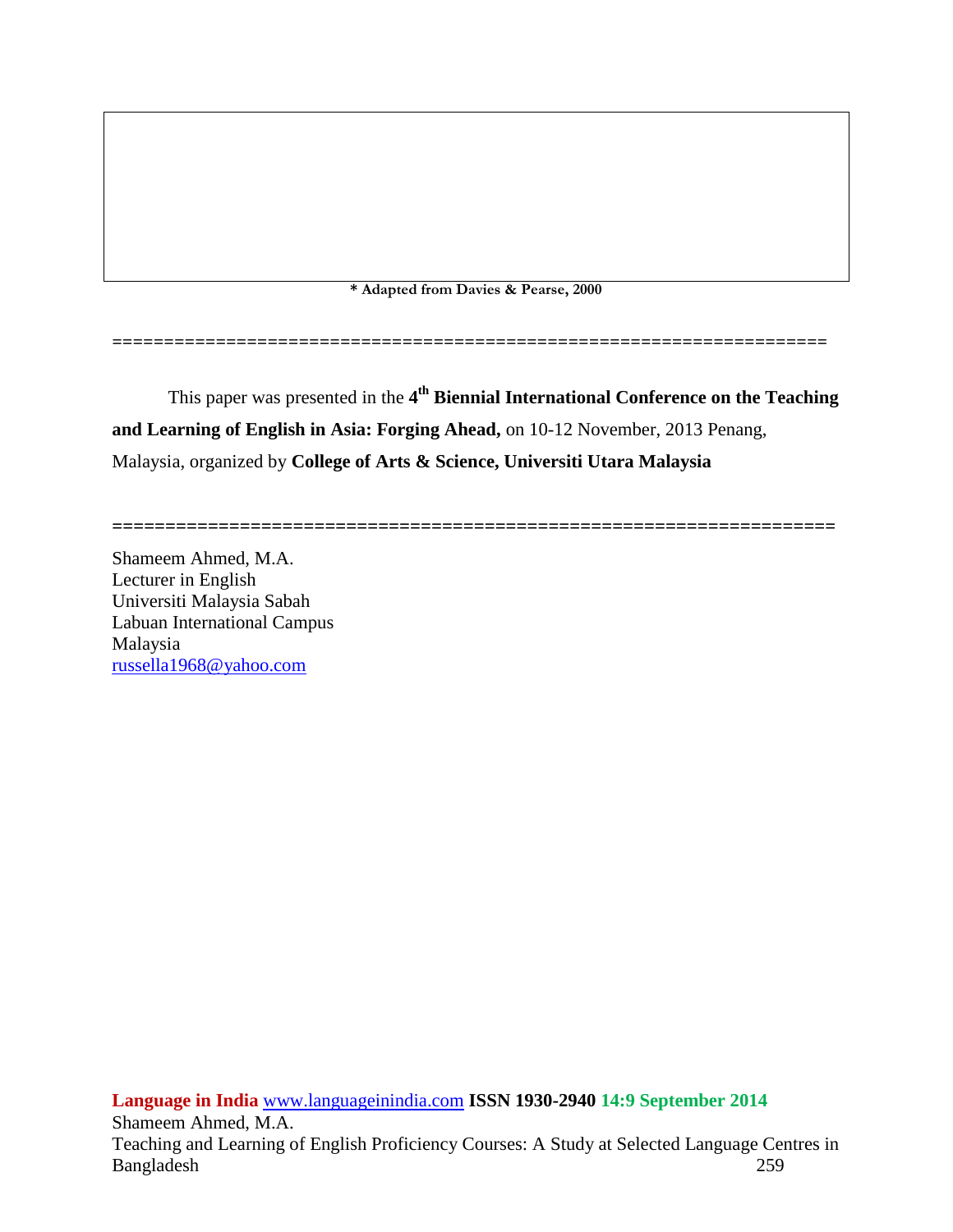**\* Adapted from Davies & Pearse, 2000**

==================================================================

This paper was presented in the **4th Biennial International Conference on the Teaching and Learning of English in Asia: Forging Ahead,** on 10-12 November, 2013 Penang, Malaysia, organized by **College of Arts & Science, Universiti Utara Malaysia**

==================================================================

Shameem Ahmed, M.A.
Lecturer in English
Universiti Malaysia Sabah
Labuan International Campus
Malaysia
russella1968@yahoo.com